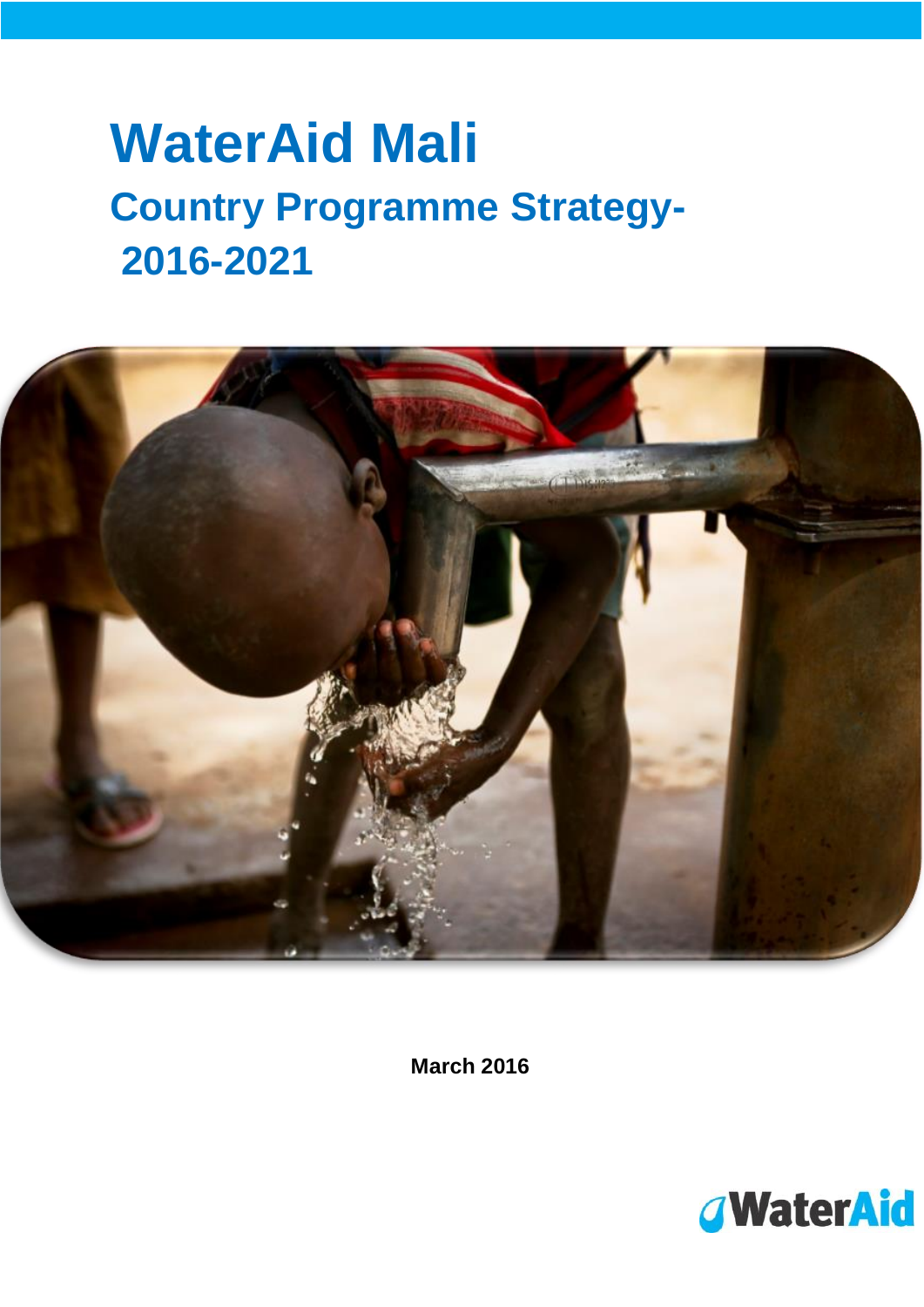# WaterAid Mali

## Country Programme Strategy- 2016-2021

March 2016

WaterAid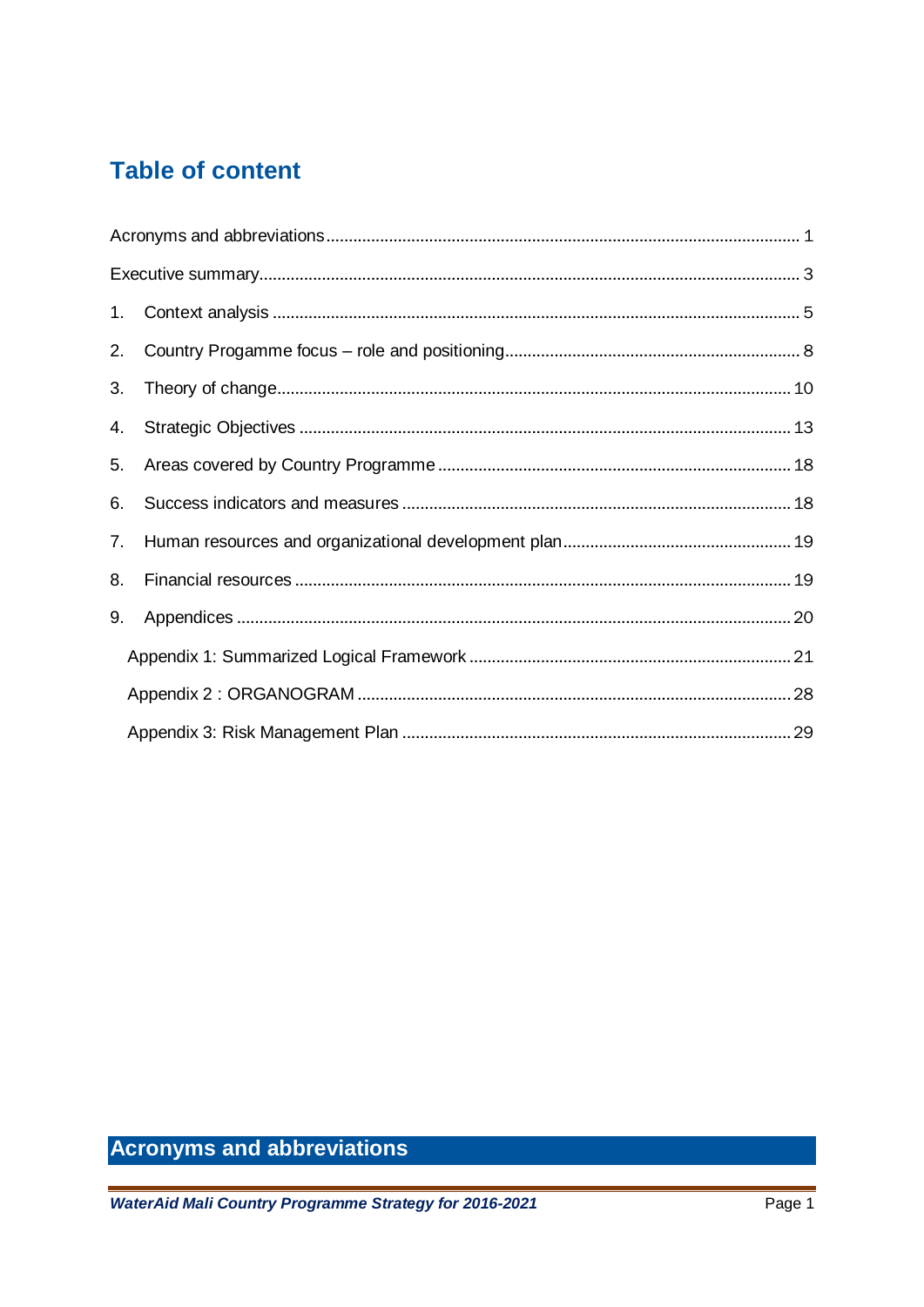# Table of content

Acronyms and abbreviations ........ 1

Executive summary ........ 3

1. Context analysis ........ 5
2. Country Progamme focus – role and positioning ........ 8
3. Theory of change ........ 10
4. Strategic Objectives ........ 13
5. Areas covered by Country Programme ........ 18
6. Success indicators and measures ........ 18
7. Human resources and organizational development plan ........ 19
8. Financial resources ........ 19
9. Appendices ........ 20

    Appendix 1: Summarized Logical Framework ........ 21

    Appendix 2 : ORGANOGRAM ........ 28

    Appendix 3: Risk Management Plan ........ 29

# Acronyms and abbreviations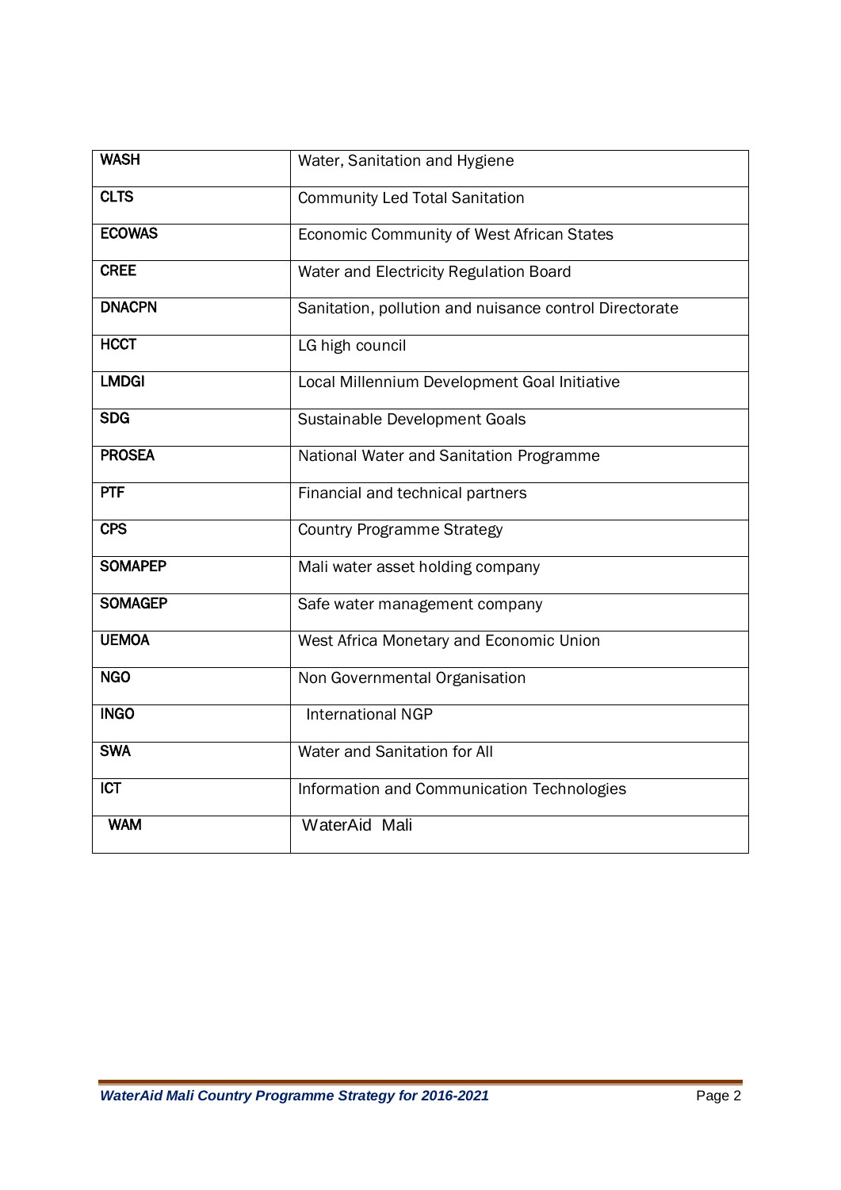| **WASH** | Water, Sanitation and Hygiene |
|---|---|
| **CLTS** | Community Led Total Sanitation |
| **ECOWAS** | Economic Community of West African States |
| **CREE** | Water and Electricity Regulation Board |
| **DNACPN** | Sanitation, pollution and nuisance control Directorate |
| **HCCT** | LG high council |
| **LMDGI** | Local Millennium Development Goal Initiative |
| **SDG** | Sustainable Development Goals |
| **PROSEA** | National Water and Sanitation Programme |
| **PTF** | Financial and technical partners |
| **CPS** | Country Programme Strategy |
| **SOMAPEP** | Mali water asset holding company |
| **SOMAGEP** | Safe water management company |
| **UEMOA** | West Africa Monetary and Economic Union |
| **NGO** | Non Governmental Organisation |
| **INGO** | International NGP |
| **SWA** | Water and Sanitation for All |
| **ICT** | Information and Communication Technologies |
| **WAM** | WaterAid Mali |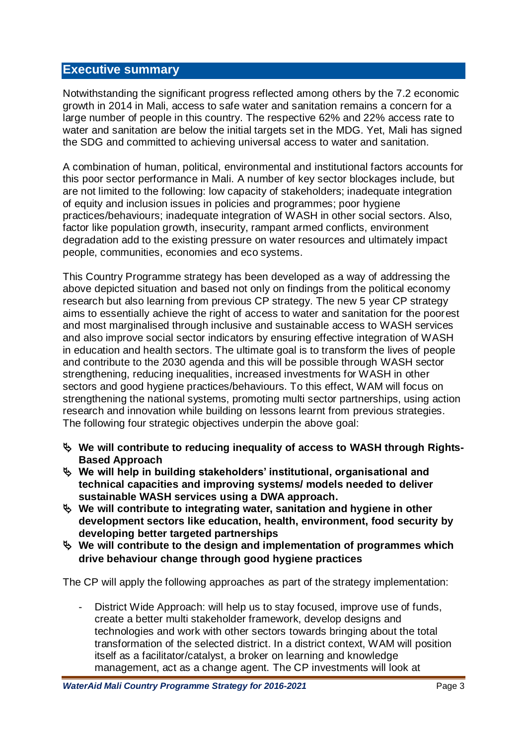## Executive summary

Notwithstanding the significant progress reflected among others by the 7.2 economic growth in 2014 in Mali, access to safe water and sanitation remains a concern for a large number of people in this country. The respective 62% and 22% access rate to water and sanitation are below the initial targets set in the MDG. Yet, Mali has signed the SDG and committed to achieving universal access to water and sanitation.

A combination of human, political, environmental and institutional factors accounts for this poor sector performance in Mali. A number of key sector blockages include, but are not limited to the following: low capacity of stakeholders; inadequate integration of equity and inclusion issues in policies and programmes; poor hygiene practices/behaviours; inadequate integration of WASH in other social sectors. Also, factor like population growth, insecurity, rampant armed conflicts, environment degradation add to the existing pressure on water resources and ultimately impact people, communities, economies and eco systems.

This Country Programme strategy has been developed as a way of addressing the above depicted situation and based not only on findings from the political economy research but also learning from previous CP strategy. The new 5 year CP strategy aims to essentially achieve the right of access to water and sanitation for the poorest and most marginalised through inclusive and sustainable access to WASH services and also improve social sector indicators by ensuring effective integration of WASH in education and health sectors. The ultimate goal is to transform the lives of people and contribute to the 2030 agenda and this will be possible through WASH sector strengthening, reducing inequalities, increased investments for WASH in other sectors and good hygiene practices/behaviours. To this effect, WAM will focus on strengthening the national systems, promoting multi sector partnerships, using action research and innovation while building on lessons learnt from previous strategies. The following four strategic objectives underpin the above goal:

- **We will contribute to reducing inequality of access to WASH through Rights-Based Approach**
- **We will help in building stakeholders' institutional, organisational and technical capacities and improving systems/ models needed to deliver sustainable WASH services using a DWA approach.**
- **We will contribute to integrating water, sanitation and hygiene in other development sectors like education, health, environment, food security by developing better targeted partnerships**
- **We will contribute to the design and implementation of programmes which drive behaviour change through good hygiene practices**

The CP will apply the following approaches as part of the strategy implementation:

- District Wide Approach: will help us to stay focused, improve use of funds, create a better multi stakeholder framework, develop designs and technologies and work with other sectors towards bringing about the total transformation of the selected district. In a district context, WAM will position itself as a facilitator/catalyst, a broker on learning and knowledge management, act as a change agent. The CP investments will look at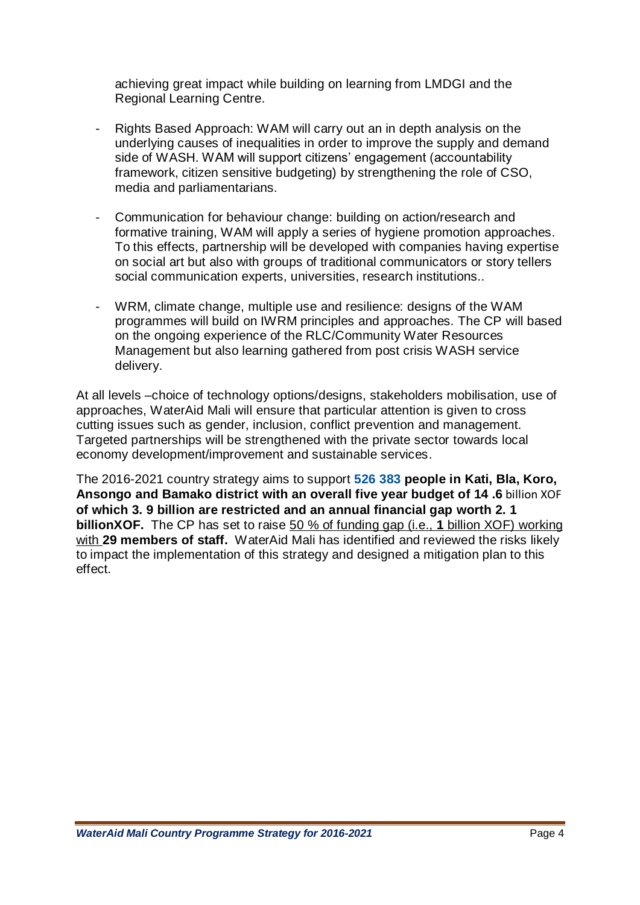achieving great impact while building on learning from LMDGI and the Regional Learning Centre.

- Rights Based Approach: WAM will carry out an in depth analysis on the underlying causes of inequalities in order to improve the supply and demand side of WASH. WAM will support citizens' engagement (accountability framework, citizen sensitive budgeting) by strengthening the role of CSO, media and parliamentarians.

- Communication for behaviour change: building on action/research and formative training, WAM will apply a series of hygiene promotion approaches. To this effects, partnership will be developed with companies having expertise on social art but also with groups of traditional communicators or story tellers social communication experts, universities, research institutions..

- WRM, climate change, multiple use and resilience: designs of the WAM programmes will build on IWRM principles and approaches. The CP will based on the ongoing experience of the RLC/Community Water Resources Management but also learning gathered from post crisis WASH service delivery.

At all levels –choice of technology options/designs, stakeholders mobilisation, use of approaches, WaterAid Mali will ensure that particular attention is given to cross cutting issues such as gender, inclusion, conflict prevention and management. Targeted partnerships will be strengthened with the private sector towards local economy development/improvement and sustainable services.

The 2016-2021 country strategy aims to support **526 383 people in Kati, Bla, Koro, Ansongo and Bamako district with an overall five year budget of 14 .6** billion XOF **of which 3. 9 billion are restricted and an annual financial gap worth 2. 1 billionXOF.** The CP has set to raise 50 % of funding gap (i.e., **1** billion XOF) working with **29 members of staff.** WaterAid Mali has identified and reviewed the risks likely to impact the implementation of this strategy and designed a mitigation plan to this effect.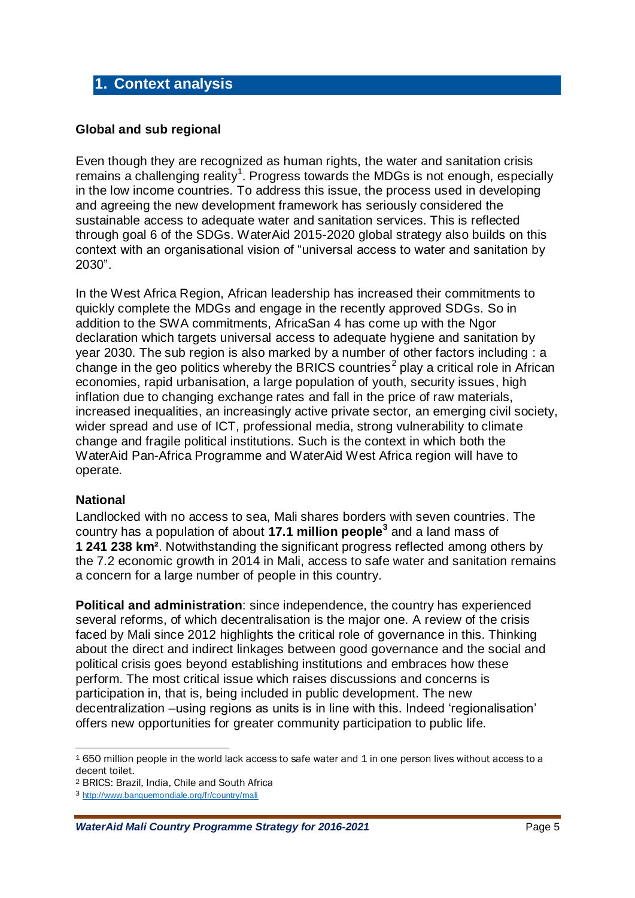## 1. Context analysis

### Global and sub regional

Even though they are recognized as human rights, the water and sanitation crisis remains a challenging reality[1]. Progress towards the MDGs is not enough, especially in the low income countries. To address this issue, the process used in developing and agreeing the new development framework has seriously considered the sustainable access to adequate water and sanitation services. This is reflected through goal 6 of the SDGs. WaterAid 2015-2020 global strategy also builds on this context with an organisational vision of "universal access to water and sanitation by 2030".

In the West Africa Region, African leadership has increased their commitments to quickly complete the MDGs and engage in the recently approved SDGs. So in addition to the SWA commitments, AfricaSan 4 has come up with the Ngor declaration which targets universal access to adequate hygiene and sanitation by year 2030. The sub region is also marked by a number of other factors including : a change in the geo politics whereby the BRICS countries[2] play a critical role in African economies, rapid urbanisation, a large population of youth, security issues, high inflation due to changing exchange rates and fall in the price of raw materials, increased inequalities, an increasingly active private sector, an emerging civil society, wider spread and use of ICT, professional media, strong vulnerability to climate change and fragile political institutions. Such is the context in which both the WaterAid Pan-Africa Programme and WaterAid West Africa region will have to operate.

### National

Landlocked with no access to sea, Mali shares borders with seven countries. The country has a population of about **17.1 million people**[3] and a land mass of **1 241 238 km²**. Notwithstanding the significant progress reflected among others by the 7.2 economic growth in 2014 in Mali, access to safe water and sanitation remains a concern for a large number of people in this country.

**Political and administration**: since independence, the country has experienced several reforms, of which decentralisation is the major one. A review of the crisis faced by Mali since 2012 highlights the critical role of governance in this. Thinking about the direct and indirect linkages between good governance and the social and political crisis goes beyond establishing institutions and embraces how these perform. The most critical issue which raises discussions and concerns is participation in, that is, being included in public development. The new decentralization –using regions as units is in line with this. Indeed 'regionalisation' offers new opportunities for greater community participation to public life.

---

[1] 650 million people in the world lack access to safe water and 1 in one person lives without access to a decent toilet.

[2] BRICS: Brazil, India, Chile and South Africa

[3] http://www.banquemondiale.org/fr/country/mali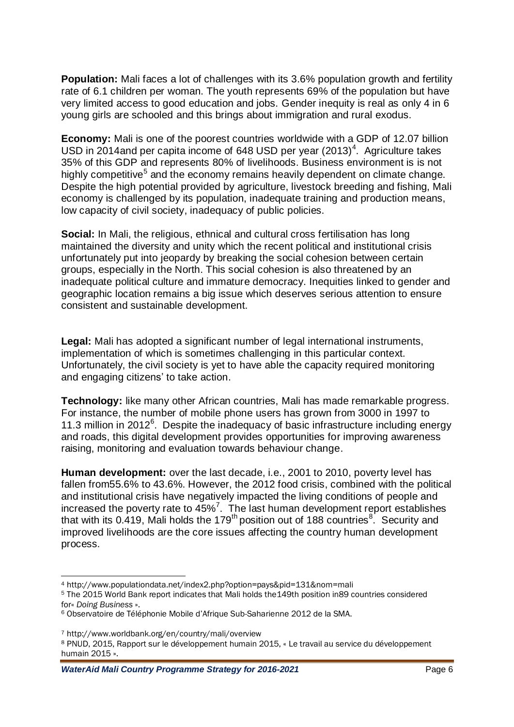**Population:** Mali faces a lot of challenges with its 3.6% population growth and fertility rate of 6.1 children per woman. The youth represents 69% of the population but have very limited access to good education and jobs. Gender inequity is real as only 4 in 6 young girls are schooled and this brings about immigration and rural exodus.

**Economy:** Mali is one of the poorest countries worldwide with a GDP of 12.07 billion USD in 2014and per capita income of 648 USD per year (2013)[4]. Agriculture takes 35% of this GDP and represents 80% of livelihoods. Business environment is is not highly competitive[5] and the economy remains heavily dependent on climate change. Despite the high potential provided by agriculture, livestock breeding and fishing, Mali economy is challenged by its population, inadequate training and production means, low capacity of civil society, inadequacy of public policies.

**Social:** In Mali, the religious, ethnical and cultural cross fertilisation has long maintained the diversity and unity which the recent political and institutional crisis unfortunately put into jeopardy by breaking the social cohesion between certain groups, especially in the North. This social cohesion is also threatened by an inadequate political culture and immature democracy. Inequities linked to gender and geographic location remains a big issue which deserves serious attention to ensure consistent and sustainable development.

**Legal:** Mali has adopted a significant number of legal international instruments, implementation of which is sometimes challenging in this particular context. Unfortunately, the civil society is yet to have able the capacity required monitoring and engaging citizens' to take action.

**Technology:** like many other African countries, Mali has made remarkable progress. For instance, the number of mobile phone users has grown from 3000 in 1997 to 11.3 million in 2012[6]. Despite the inadequacy of basic infrastructure including energy and roads, this digital development provides opportunities for improving awareness raising, monitoring and evaluation towards behaviour change.

**Human development:** over the last decade, i.e., 2001 to 2010, poverty level has fallen from55.6% to 43.6%. However, the 2012 food crisis, combined with the political and institutional crisis have negatively impacted the living conditions of people and increased the poverty rate to 45%[7]. The last human development report establishes that with its 0.419, Mali holds the 179th position out of 188 countries[8]. Security and improved livelihoods are the core issues affecting the country human development process.

---

[4] http://www.populationdata.net/index2.php?option=pays&pid=131&nom=mali

[5] The 2015 World Bank report indicates that Mali holds the149th position in89 countries considered for« *Doing Business* ».

[6] Observatoire de Téléphonie Mobile d'Afrique Sub-Saharienne 2012 de la SMA.

[7] http://www.worldbank.org/en/country/mali/overview

[8] PNUD, 2015, Rapport sur le développement humain 2015, « Le travail au service du développement humain 2015 ».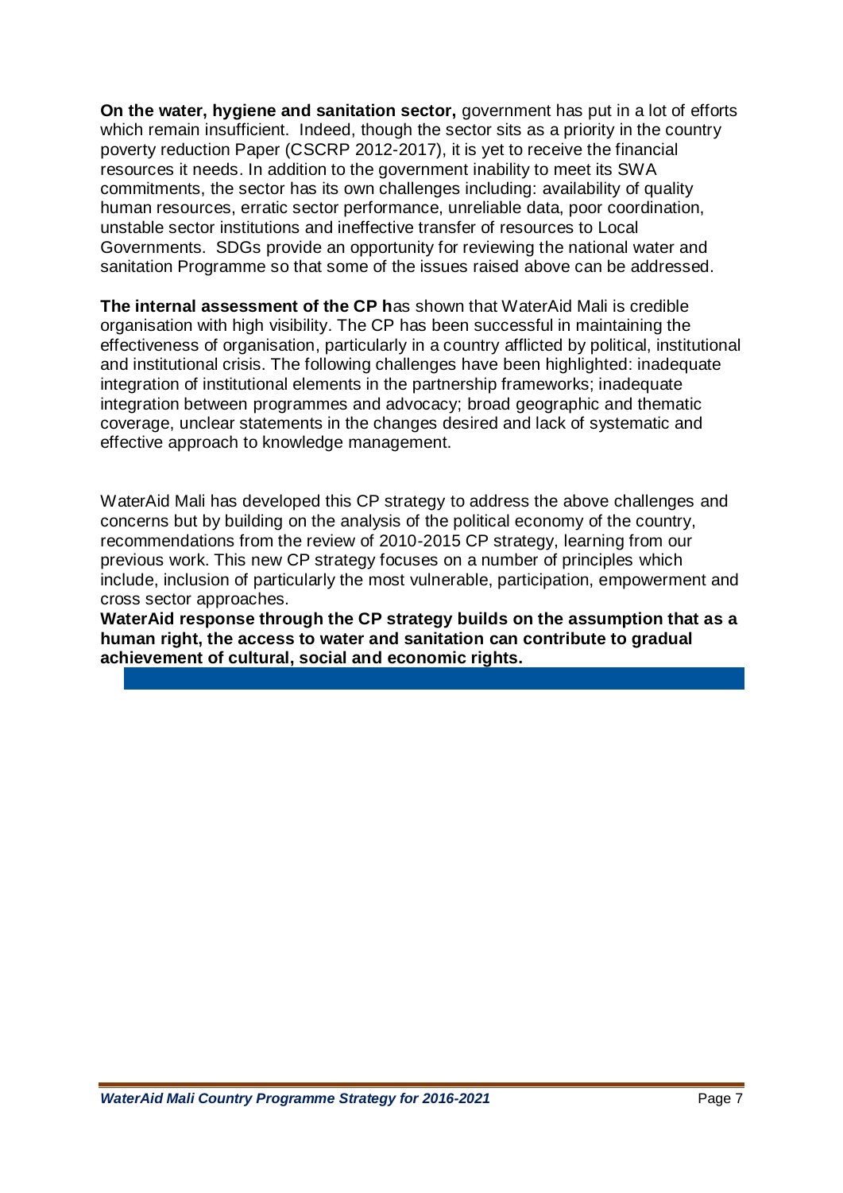**On the water, hygiene and sanitation sector,** government has put in a lot of efforts which remain insufficient. Indeed, though the sector sits as a priority in the country poverty reduction Paper (CSCRP 2012-2017), it is yet to receive the financial resources it needs. In addition to the government inability to meet its SWA commitments, the sector has its own challenges including: availability of quality human resources, erratic sector performance, unreliable data, poor coordination, unstable sector institutions and ineffective transfer of resources to Local Governments. SDGs provide an opportunity for reviewing the national water and sanitation Programme so that some of the issues raised above can be addressed.

**The internal assessment of the CP h**as shown that WaterAid Mali is credible organisation with high visibility. The CP has been successful in maintaining the effectiveness of organisation, particularly in a country afflicted by political, institutional and institutional crisis. The following challenges have been highlighted: inadequate integration of institutional elements in the partnership frameworks; inadequate integration between programmes and advocacy; broad geographic and thematic coverage, unclear statements in the changes desired and lack of systematic and effective approach to knowledge management.

WaterAid Mali has developed this CP strategy to address the above challenges and concerns but by building on the analysis of the political economy of the country, recommendations from the review of 2010-2015 CP strategy, learning from our previous work. This new CP strategy focuses on a number of principles which include, inclusion of particularly the most vulnerable, participation, empowerment and cross sector approaches.

**WaterAid response through the CP strategy builds on the assumption that as a human right, the access to water and sanitation can contribute to gradual achievement of cultural, social and economic rights.**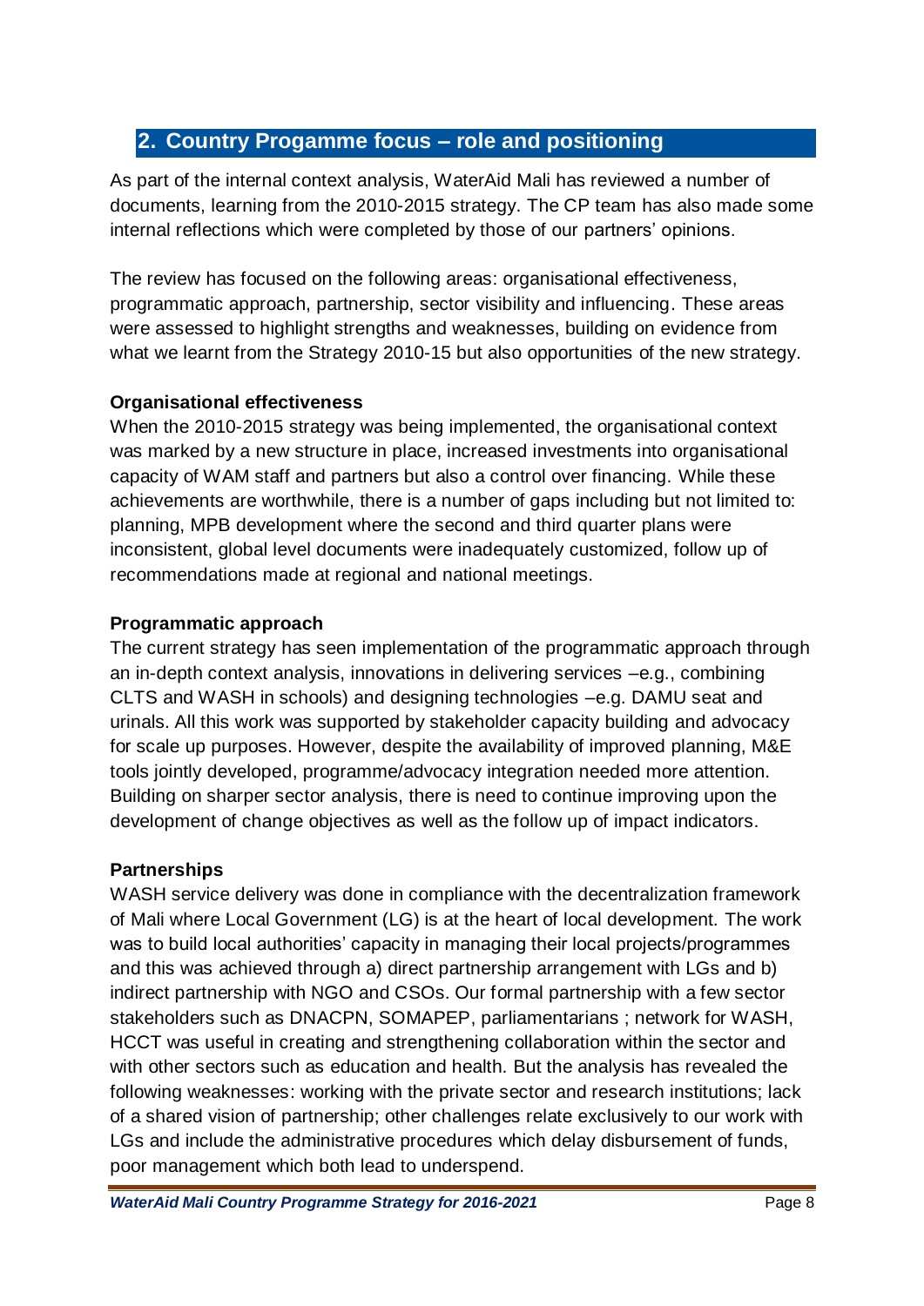## 2. Country Progamme focus – role and positioning

As part of the internal context analysis, WaterAid Mali has reviewed a number of documents, learning from the 2010-2015 strategy. The CP team has also made some internal reflections which were completed by those of our partners' opinions.

The review has focused on the following areas: organisational effectiveness, programmatic approach, partnership, sector visibility and influencing. These areas were assessed to highlight strengths and weaknesses, building on evidence from what we learnt from the Strategy 2010-15 but also opportunities of the new strategy.

**Organisational effectiveness**

When the 2010-2015 strategy was being implemented, the organisational context was marked by a new structure in place, increased investments into organisational capacity of WAM staff and partners but also a control over financing. While these achievements are worthwhile, there is a number of gaps including but not limited to: planning, MPB development where the second and third quarter plans were inconsistent, global level documents were inadequately customized, follow up of recommendations made at regional and national meetings.

**Programmatic approach**

The current strategy has seen implementation of the programmatic approach through an in-depth context analysis, innovations in delivering services –e.g., combining CLTS and WASH in schools) and designing technologies –e.g. DAMU seat and urinals. All this work was supported by stakeholder capacity building and advocacy for scale up purposes. However, despite the availability of improved planning, M&E tools jointly developed, programme/advocacy integration needed more attention. Building on sharper sector analysis, there is need to continue improving upon the development of change objectives as well as the follow up of impact indicators.

**Partnerships**

WASH service delivery was done in compliance with the decentralization framework of Mali where Local Government (LG) is at the heart of local development. The work was to build local authorities' capacity in managing their local projects/programmes and this was achieved through a) direct partnership arrangement with LGs and b) indirect partnership with NGO and CSOs. Our formal partnership with a few sector stakeholders such as DNACPN, SOMAPEP, parliamentarians ; network for WASH, HCCT was useful in creating and strengthening collaboration within the sector and with other sectors such as education and health. But the analysis has revealed the following weaknesses: working with the private sector and research institutions; lack of a shared vision of partnership; other challenges relate exclusively to our work with LGs and include the administrative procedures which delay disbursement of funds, poor management which both lead to underspend.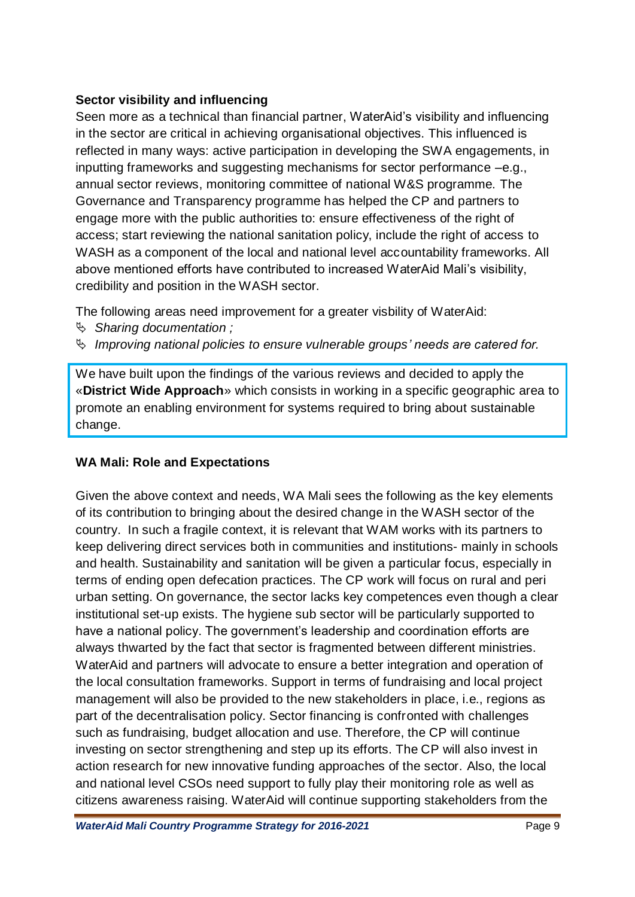**Sector visibility and influencing**

Seen more as a technical than financial partner, WaterAid's visibility and influencing in the sector are critical in achieving organisational objectives. This influenced is reflected in many ways: active participation in developing the SWA engagements, in inputting frameworks and suggesting mechanisms for sector performance –e.g., annual sector reviews, monitoring committee of national W&S programme. The Governance and Transparency programme has helped the CP and partners to engage more with the public authorities to: ensure effectiveness of the right of access; start reviewing the national sanitation policy, include the right of access to WASH as a component of the local and national level accountability frameworks. All above mentioned efforts have contributed to increased WaterAid Mali's visibility, credibility and position in the WASH sector.

The following areas need improvement for a greater visbility of WaterAid:

- *Sharing documentation ;*
- *Improving national policies to ensure vulnerable groups' needs are catered for.*

We have built upon the findings of the various reviews and decided to apply the «**District Wide Approach**» which consists in working in a specific geographic area to promote an enabling environment for systems required to bring about sustainable change.

**WA Mali: Role and Expectations**

Given the above context and needs, WA Mali sees the following as the key elements of its contribution to bringing about the desired change in the WASH sector of the country. In such a fragile context, it is relevant that WAM works with its partners to keep delivering direct services both in communities and institutions- mainly in schools and health. Sustainability and sanitation will be given a particular focus, especially in terms of ending open defecation practices. The CP work will focus on rural and peri urban setting. On governance, the sector lacks key competences even though a clear institutional set-up exists. The hygiene sub sector will be particularly supported to have a national policy. The government's leadership and coordination efforts are always thwarted by the fact that sector is fragmented between different ministries. WaterAid and partners will advocate to ensure a better integration and operation of the local consultation frameworks. Support in terms of fundraising and local project management will also be provided to the new stakeholders in place, i.e., regions as part of the decentralisation policy. Sector financing is confronted with challenges such as fundraising, budget allocation and use. Therefore, the CP will continue investing on sector strengthening and step up its efforts. The CP will also invest in action research for new innovative funding approaches of the sector. Also, the local and national level CSOs need support to fully play their monitoring role as well as citizens awareness raising. WaterAid will continue supporting stakeholders from the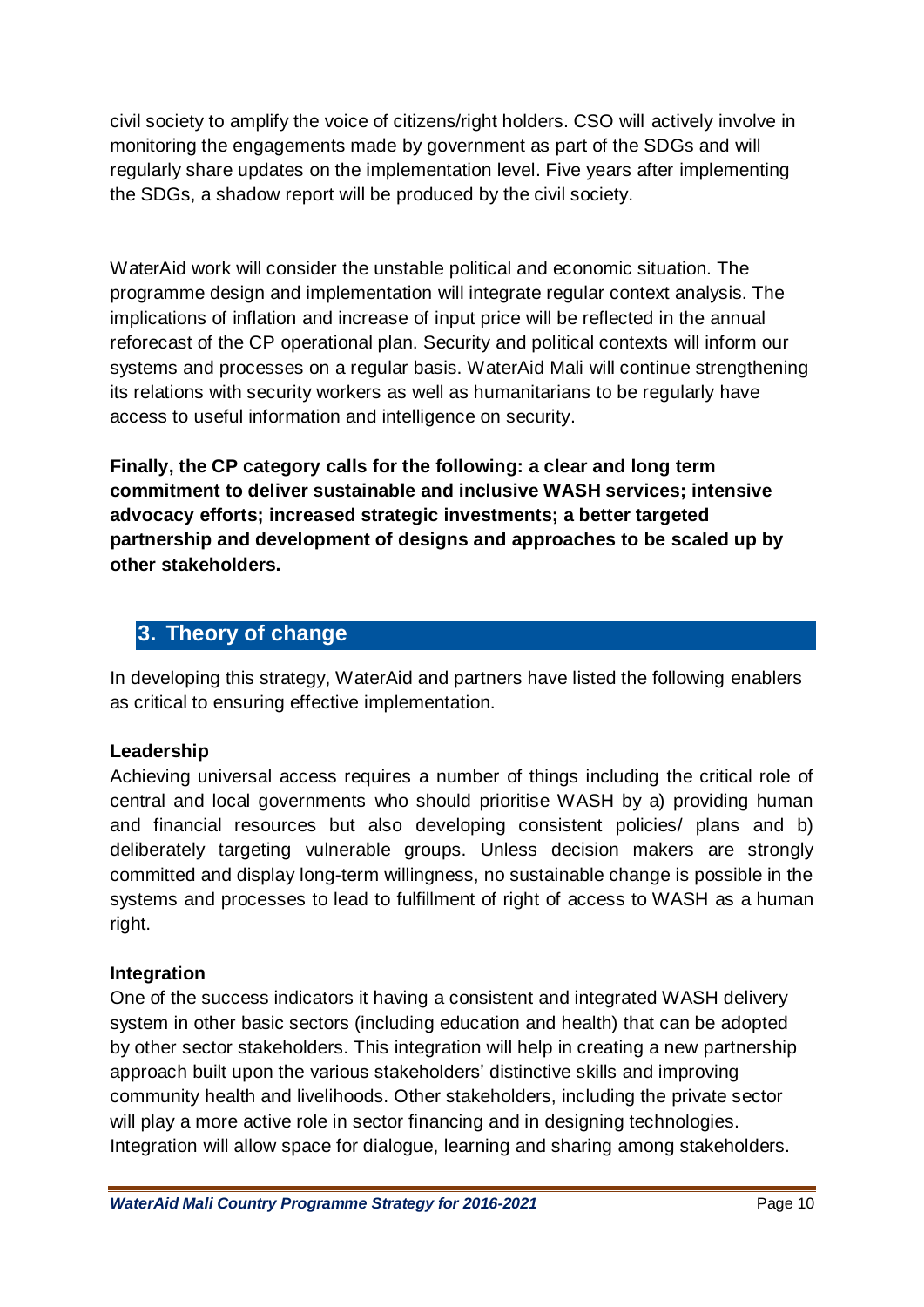civil society to amplify the voice of citizens/right holders. CSO will actively involve in monitoring the engagements made by government as part of the SDGs and will regularly share updates on the implementation level. Five years after implementing the SDGs, a shadow report will be produced by the civil society.

WaterAid work will consider the unstable political and economic situation. The programme design and implementation will integrate regular context analysis. The implications of inflation and increase of input price will be reflected in the annual reforecast of the CP operational plan. Security and political contexts will inform our systems and processes on a regular basis. WaterAid Mali will continue strengthening its relations with security workers as well as humanitarians to be regularly have access to useful information and intelligence on security.

**Finally, the CP category calls for the following: a clear and long term commitment to deliver sustainable and inclusive WASH services; intensive advocacy efforts; increased strategic investments; a better targeted partnership and development of designs and approaches to be scaled up by other stakeholders.**

## 3. Theory of change

In developing this strategy, WaterAid and partners have listed the following enablers as critical to ensuring effective implementation.

**Leadership**

Achieving universal access requires a number of things including the critical role of central and local governments who should prioritise WASH by a) providing human and financial resources but also developing consistent policies/ plans and b) deliberately targeting vulnerable groups. Unless decision makers are strongly committed and display long-term willingness, no sustainable change is possible in the systems and processes to lead to fulfillment of right of access to WASH as a human right.

**Integration**

One of the success indicators it having a consistent and integrated WASH delivery system in other basic sectors (including education and health) that can be adopted by other sector stakeholders. This integration will help in creating a new partnership approach built upon the various stakeholders' distinctive skills and improving community health and livelihoods. Other stakeholders, including the private sector will play a more active role in sector financing and in designing technologies. Integration will allow space for dialogue, learning and sharing among stakeholders.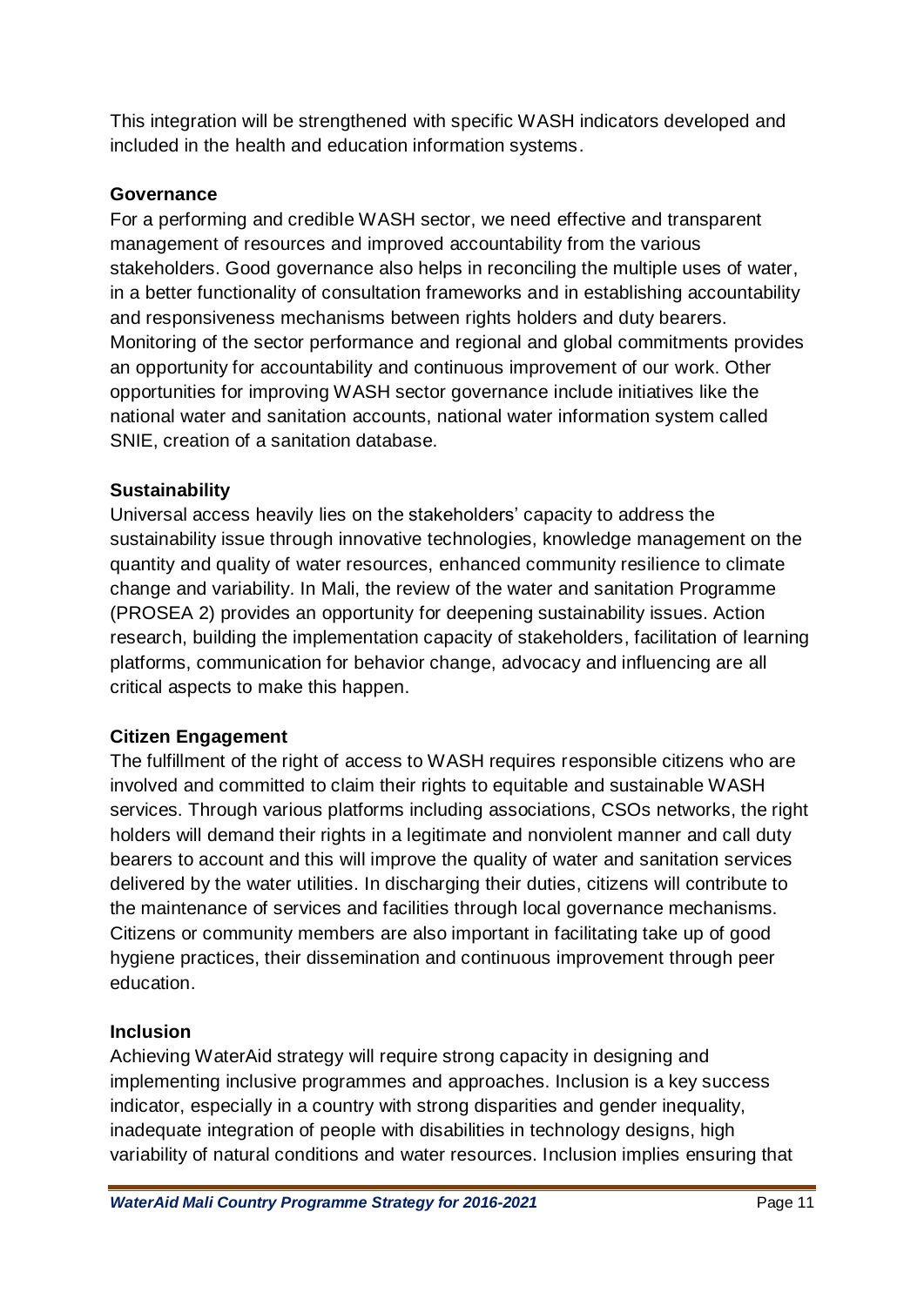This integration will be strengthened with specific WASH indicators developed and included in the health and education information systems.

**Governance**

For a performing and credible WASH sector, we need effective and transparent management of resources and improved accountability from the various stakeholders. Good governance also helps in reconciling the multiple uses of water, in a better functionality of consultation frameworks and in establishing accountability and responsiveness mechanisms between rights holders and duty bearers. Monitoring of the sector performance and regional and global commitments provides an opportunity for accountability and continuous improvement of our work. Other opportunities for improving WASH sector governance include initiatives like the national water and sanitation accounts, national water information system called SNIE, creation of a sanitation database.

**Sustainability**

Universal access heavily lies on the stakeholders' capacity to address the sustainability issue through innovative technologies, knowledge management on the quantity and quality of water resources, enhanced community resilience to climate change and variability. In Mali, the review of the water and sanitation Programme (PROSEA 2) provides an opportunity for deepening sustainability issues. Action research, building the implementation capacity of stakeholders, facilitation of learning platforms, communication for behavior change, advocacy and influencing are all critical aspects to make this happen.

**Citizen Engagement**

The fulfillment of the right of access to WASH requires responsible citizens who are involved and committed to claim their rights to equitable and sustainable WASH services. Through various platforms including associations, CSOs networks, the right holders will demand their rights in a legitimate and nonviolent manner and call duty bearers to account and this will improve the quality of water and sanitation services delivered by the water utilities. In discharging their duties, citizens will contribute to the maintenance of services and facilities through local governance mechanisms. Citizens or community members are also important in facilitating take up of good hygiene practices, their dissemination and continuous improvement through peer education.

**Inclusion**

Achieving WaterAid strategy will require strong capacity in designing and implementing inclusive programmes and approaches. Inclusion is a key success indicator, especially in a country with strong disparities and gender inequality, inadequate integration of people with disabilities in technology designs, high variability of natural conditions and water resources. Inclusion implies ensuring that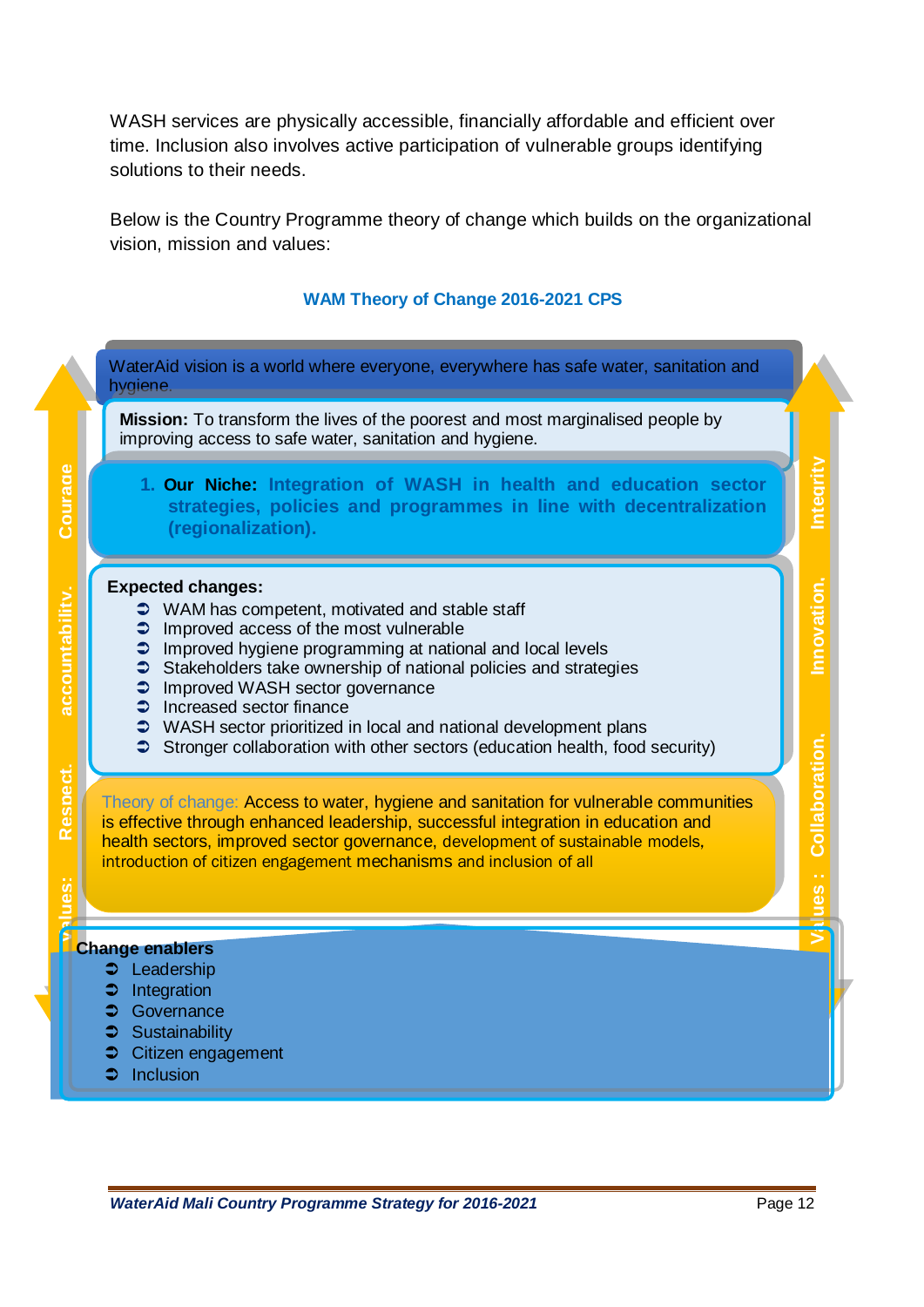WASH services are physically accessible, financially affordable and efficient over time. Inclusion also involves active participation of vulnerable groups identifying solutions to their needs.

Below is the Country Programme theory of change which builds on the organizational vision, mission and values:

**WAM Theory of Change 2016-2021 CPS**

WaterAid vision is a world where everyone, everywhere has safe water, sanitation and hygiene.

**Mission:** To transform the lives of the poorest and most marginalised people by improving access to safe water, sanitation and hygiene.

1. **Our Niche: Integration of WASH in health and education sector strategies, policies and programmes in line with decentralization (regionalization).**

**Expected changes:**

- WAM has competent, motivated and stable staff
- Improved access of the most vulnerable
- Improved hygiene programming at national and local levels
- Stakeholders take ownership of national policies and strategies
- Improved WASH sector governance
- Increased sector finance
- WASH sector prioritized in local and national development plans
- Stronger collaboration with other sectors (education health, food security)

Theory of change: Access to water, hygiene and sanitation for vulnerable communities is effective through enhanced leadership, successful integration in education and health sectors, improved sector governance, development of sustainable models, introduction of citizen engagement mechanisms and inclusion of all

**Change enablers**

- Leadership
- Integration
- Governance
- Sustainability
- Citizen engagement
- Inclusion

Values: Respect, accountability, Courage

Values: Collaboration, Innovation, Integrity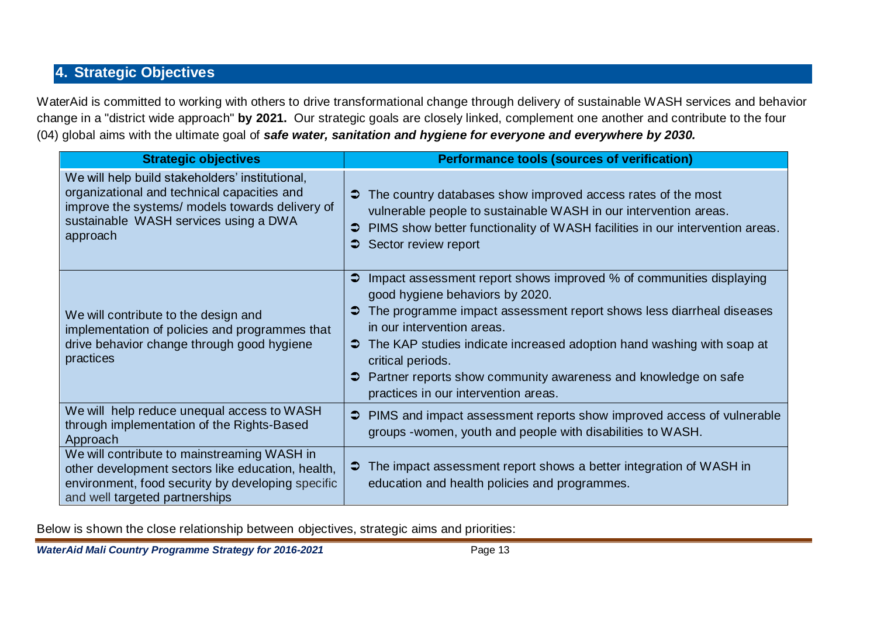## 4. Strategic Objectives

WaterAid is committed to working with others to drive transformational change through delivery of sustainable WASH services and behavior change in a "district wide approach" **by 2021.** Our strategic goals are closely linked, complement one another and contribute to the four (04) global aims with the ultimate goal of ***safe water, sanitation and hygiene for everyone and everywhere by 2030.***

| Strategic objectives | Performance tools (sources of verification) |
|---|---|
| We will help build stakeholders' institutional, organizational and technical capacities and improve the systems/ models towards delivery of sustainable WASH services using a DWA approach | ➲ The country databases show improved access rates of the most vulnerable people to sustainable WASH in our intervention areas.<br>➲ PIMS show better functionality of WASH facilities in our intervention areas.<br>➲ Sector review report |
| We will contribute to the design and implementation of policies and programmes that drive behavior change through good hygiene practices | ➲ Impact assessment report shows improved % of communities displaying good hygiene behaviors by 2020.<br>➲ The programme impact assessment report shows less diarrheal diseases in our intervention areas.<br>➲ The KAP studies indicate increased adoption hand washing with soap at critical periods.<br>➲ Partner reports show community awareness and knowledge on safe practices in our intervention areas. |
| We will help reduce unequal access to WASH through implementation of the Rights-Based Approach | ➲ PIMS and impact assessment reports show improved access of vulnerable groups -women, youth and people with disabilities to WASH. |
| We will contribute to mainstreaming WASH in other development sectors like education, health, environment, food security by developing specific and well targeted partnerships | ➲ The impact assessment report shows a better integration of WASH in education and health policies and programmes. |

Below is shown the close relationship between objectives, strategic aims and priorities: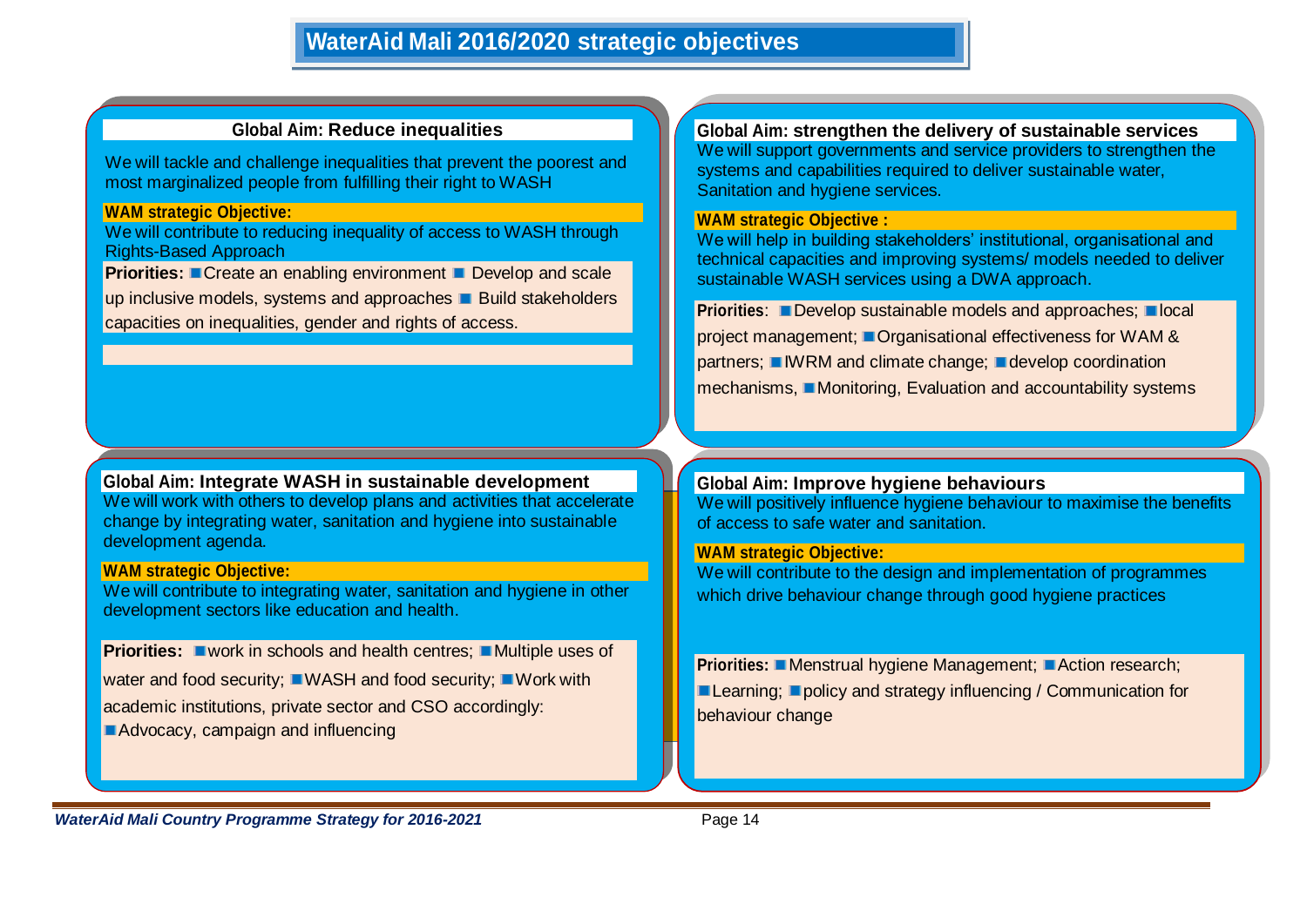# WaterAid Mali 2016/2020 strategic objectives

## Global Aim: Reduce inequalities

We will tackle and challenge inequalities that prevent the poorest and most marginalized people from fulfilling their right to WASH

**WAM strategic Objective:**

We will contribute to reducing inequality of access to WASH through Rights-Based Approach

**Priorities:** ■ Create an enabling environment ■ Develop and scale up inclusive models, systems and approaches ■ Build stakeholders capacities on inequalities, gender and rights of access.

## Global Aim: strengthen the delivery of sustainable services

We will support governments and service providers to strengthen the systems and capabilities required to deliver sustainable water, Sanitation and hygiene services.

**WAM strategic Objective :**

We will help in building stakeholders' institutional, organisational and technical capacities and improving systems/ models needed to deliver sustainable WASH services using a DWA approach.

**Priorities**: ■ Develop sustainable models and approaches; ■ local project management; ■ Organisational effectiveness for WAM & partners; ■ IWRM and climate change; ■ develop coordination mechanisms, ■ Monitoring, Evaluation and accountability systems

## Global Aim: Integrate WASH in sustainable development

We will work with others to develop plans and activities that accelerate change by integrating water, sanitation and hygiene into sustainable development agenda.

**WAM strategic Objective:**

We will contribute to integrating water, sanitation and hygiene in other development sectors like education and health.

**Priorities:** ■ work in schools and health centres; ■ Multiple uses of water and food security; ■ WASH and food security; ■ Work with academic institutions, private sector and CSO accordingly: ■ Advocacy, campaign and influencing

## Global Aim: Improve hygiene behaviours

We will positively influence hygiene behaviour to maximise the benefits of access to safe water and sanitation.

**WAM strategic Objective:**

We will contribute to the design and implementation of programmes which drive behaviour change through good hygiene practices

**Priorities:** ■ Menstrual hygiene Management; ■ Action research; ■ Learning; ■ policy and strategy influencing / Communication for behaviour change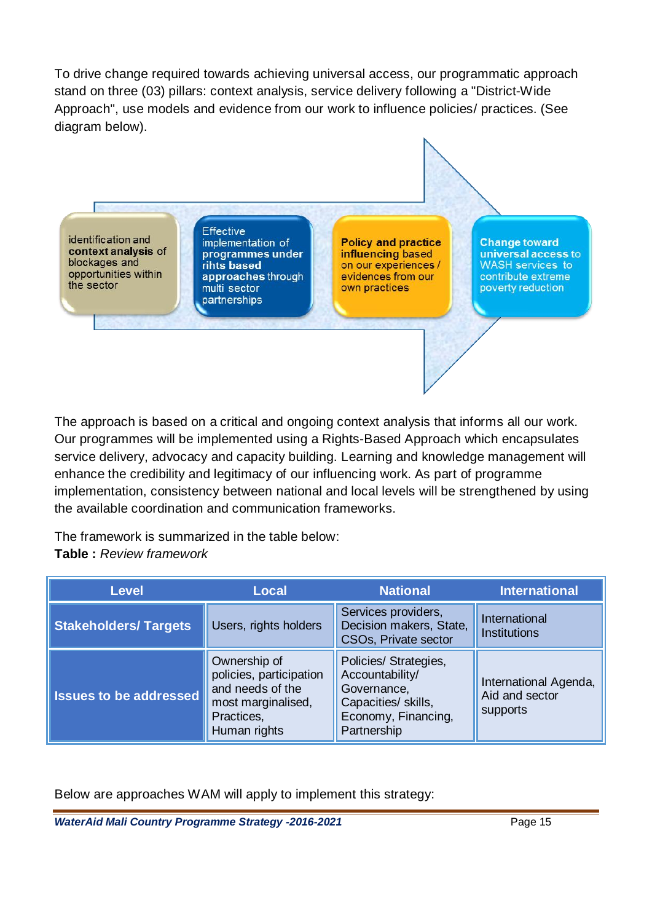To drive change required towards achieving universal access, our programmatic approach stand on three (03) pillars: context analysis, service delivery following a "District-Wide Approach", use models and evidence from our work to influence policies/ practices. (See diagram below).

identification and **context analysis** of blockages and opportunities within the sector

Effective implementation of **programmes under rihts based approaches** through multi sector partnerships

**Policy and practice influencing** based on our experiences / evidences from our own practices

**Change toward universal access** to WASH services to contribute extreme poverty reduction

The approach is based on a critical and ongoing context analysis that informs all our work. Our programmes will be implemented using a Rights-Based Approach which encapsulates service delivery, advocacy and capacity building. Learning and knowledge management will enhance the credibility and legitimacy of our influencing work. As part of programme implementation, consistency between national and local levels will be strengthened by using the available coordination and communication frameworks.

The framework is summarized in the table below:

**Table :** *Review framework*

| Level | Local | National | International |
|---|---|---|---|
| **Stakeholders/ Targets** | Users, rights holders | Services providers, Decision makers, State, CSOs, Private sector | International Institutions |
| **Issues to be addressed** | Ownership of policies, participation and needs of the most marginalised, Practices, Human rights | Policies/ Strategies, Accountability/ Governance, Capacities/ skills, Economy, Financing, Partnership | International Agenda, Aid and sector supports |

Below are approaches WAM will apply to implement this strategy: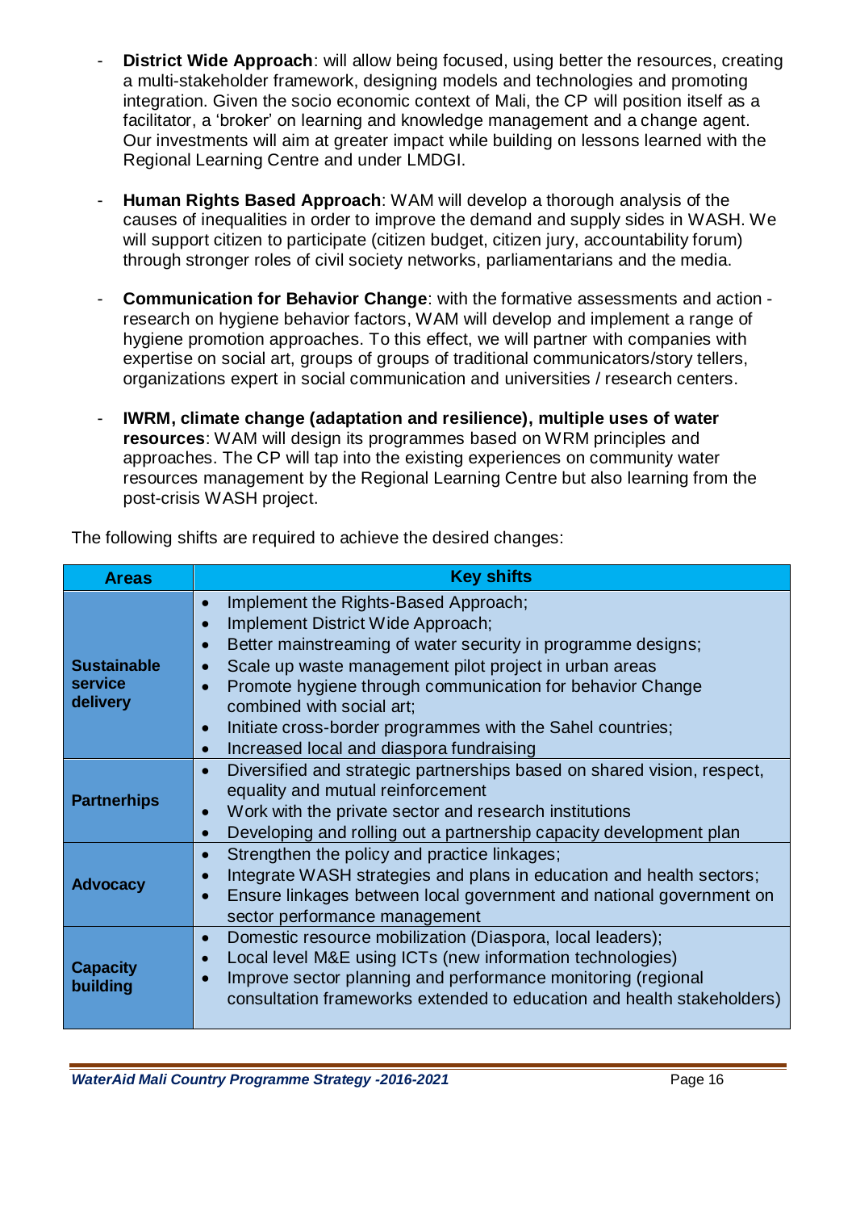- **District Wide Approach**: will allow being focused, using better the resources, creating a multi-stakeholder framework, designing models and technologies and promoting integration. Given the socio economic context of Mali, the CP will position itself as a facilitator, a 'broker' on learning and knowledge management and a change agent. Our investments will aim at greater impact while building on lessons learned with the Regional Learning Centre and under LMDGI.

- **Human Rights Based Approach**: WAM will develop a thorough analysis of the causes of inequalities in order to improve the demand and supply sides in WASH. We will support citizen to participate (citizen budget, citizen jury, accountability forum) through stronger roles of civil society networks, parliamentarians and the media.

- **Communication for Behavior Change**: with the formative assessments and action - research on hygiene behavior factors, WAM will develop and implement a range of hygiene promotion approaches. To this effect, we will partner with companies with expertise on social art, groups of groups of traditional communicators/story tellers, organizations expert in social communication and universities / research centers.

- **IWRM, climate change (adaptation and resilience), multiple uses of water resources**: WAM will design its programmes based on WRM principles and approaches. The CP will tap into the existing experiences on community water resources management by the Regional Learning Centre but also learning from the post-crisis WASH project.

The following shifts are required to achieve the desired changes:

| Areas | Key shifts |
|---|---|
| **Sustainable service delivery** | • Implement the Rights-Based Approach;<br>• Implement District Wide Approach;<br>• Better mainstreaming of water security in programme designs;<br>• Scale up waste management pilot project in urban areas<br>• Promote hygiene through communication for behavior Change combined with social art;<br>• Initiate cross-border programmes with the Sahel countries;<br>• Increased local and diaspora fundraising |
| **Partnerhips** | • Diversified and strategic partnerships based on shared vision, respect, equality and mutual reinforcement<br>• Work with the private sector and research institutions<br>• Developing and rolling out a partnership capacity development plan |
| **Advocacy** | • Strengthen the policy and practice linkages;<br>• Integrate WASH strategies and plans in education and health sectors;<br>• Ensure linkages between local government and national government on sector performance management |
| **Capacity building** | • Domestic resource mobilization (Diaspora, local leaders);<br>• Local level M&E using ICTs (new information technologies)<br>• Improve sector planning and performance monitoring (regional consultation frameworks extended to education and health stakeholders) |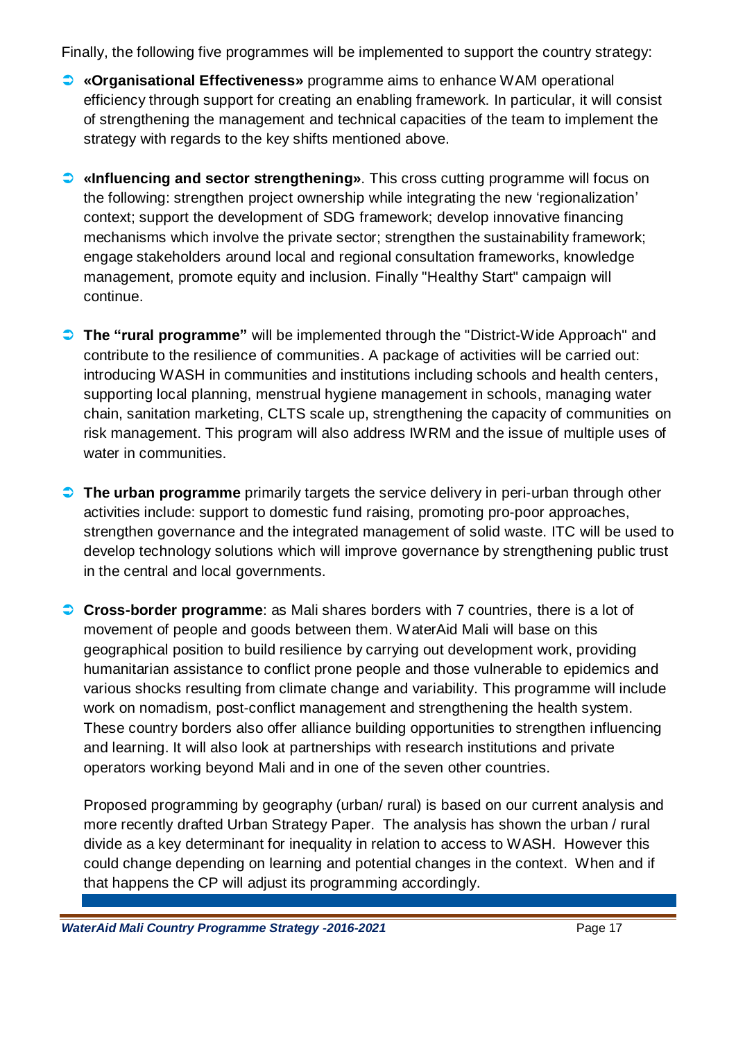Finally, the following five programmes will be implemented to support the country strategy:

- **«Organisational Effectiveness»** programme aims to enhance WAM operational efficiency through support for creating an enabling framework. In particular, it will consist of strengthening the management and technical capacities of the team to implement the strategy with regards to the key shifts mentioned above.

- **«Influencing and sector strengthening»**. This cross cutting programme will focus on the following: strengthen project ownership while integrating the new 'regionalization' context; support the development of SDG framework; develop innovative financing mechanisms which involve the private sector; strengthen the sustainability framework; engage stakeholders around local and regional consultation frameworks, knowledge management, promote equity and inclusion. Finally "Healthy Start" campaign will continue.

- **The "rural programme"** will be implemented through the "District-Wide Approach" and contribute to the resilience of communities. A package of activities will be carried out: introducing WASH in communities and institutions including schools and health centers, supporting local planning, menstrual hygiene management in schools, managing water chain, sanitation marketing, CLTS scale up, strengthening the capacity of communities on risk management. This program will also address IWRM and the issue of multiple uses of water in communities.

- **The urban programme** primarily targets the service delivery in peri-urban through other activities include: support to domestic fund raising, promoting pro-poor approaches, strengthen governance and the integrated management of solid waste. ITC will be used to develop technology solutions which will improve governance by strengthening public trust in the central and local governments.

- **Cross-border programme**: as Mali shares borders with 7 countries, there is a lot of movement of people and goods between them. WaterAid Mali will base on this geographical position to build resilience by carrying out development work, providing humanitarian assistance to conflict prone people and those vulnerable to epidemics and various shocks resulting from climate change and variability. This programme will include work on nomadism, post-conflict management and strengthening the health system. These country borders also offer alliance building opportunities to strengthen influencing and learning. It will also look at partnerships with research institutions and private operators working beyond Mali and in one of the seven other countries.

  Proposed programming by geography (urban/ rural) is based on our current analysis and more recently drafted Urban Strategy Paper. The analysis has shown the urban / rural divide as a key determinant for inequality in relation to access to WASH. However this could change depending on learning and potential changes in the context. When and if that happens the CP will adjust its programming accordingly.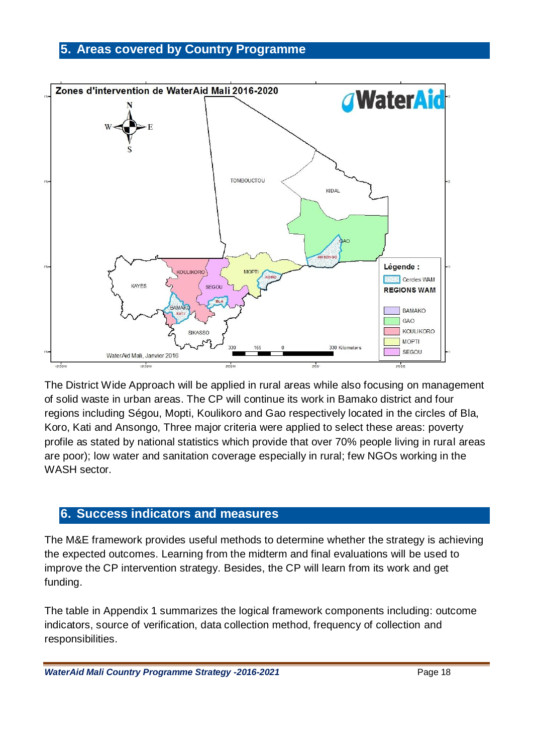## 5. Areas covered by Country Programme

The District Wide Approach will be applied in rural areas while also focusing on management of solid waste in urban areas. The CP will continue its work in Bamako district and four regions including Ségou, Mopti, Koulikoro and Gao respectively located in the circles of Bla, Koro, Kati and Ansongo, Three major criteria were applied to select these areas: poverty profile as stated by national statistics which provide that over 70% people living in rural areas are poor); low water and sanitation coverage especially in rural; few NGOs working in the WASH sector.

## 6. Success indicators and measures

The M&E framework provides useful methods to determine whether the strategy is achieving the expected outcomes. Learning from the midterm and final evaluations will be used to improve the CP intervention strategy. Besides, the CP will learn from its work and get funding.

The table in Appendix 1 summarizes the logical framework components including: outcome indicators, source of verification, data collection method, frequency of collection and responsibilities.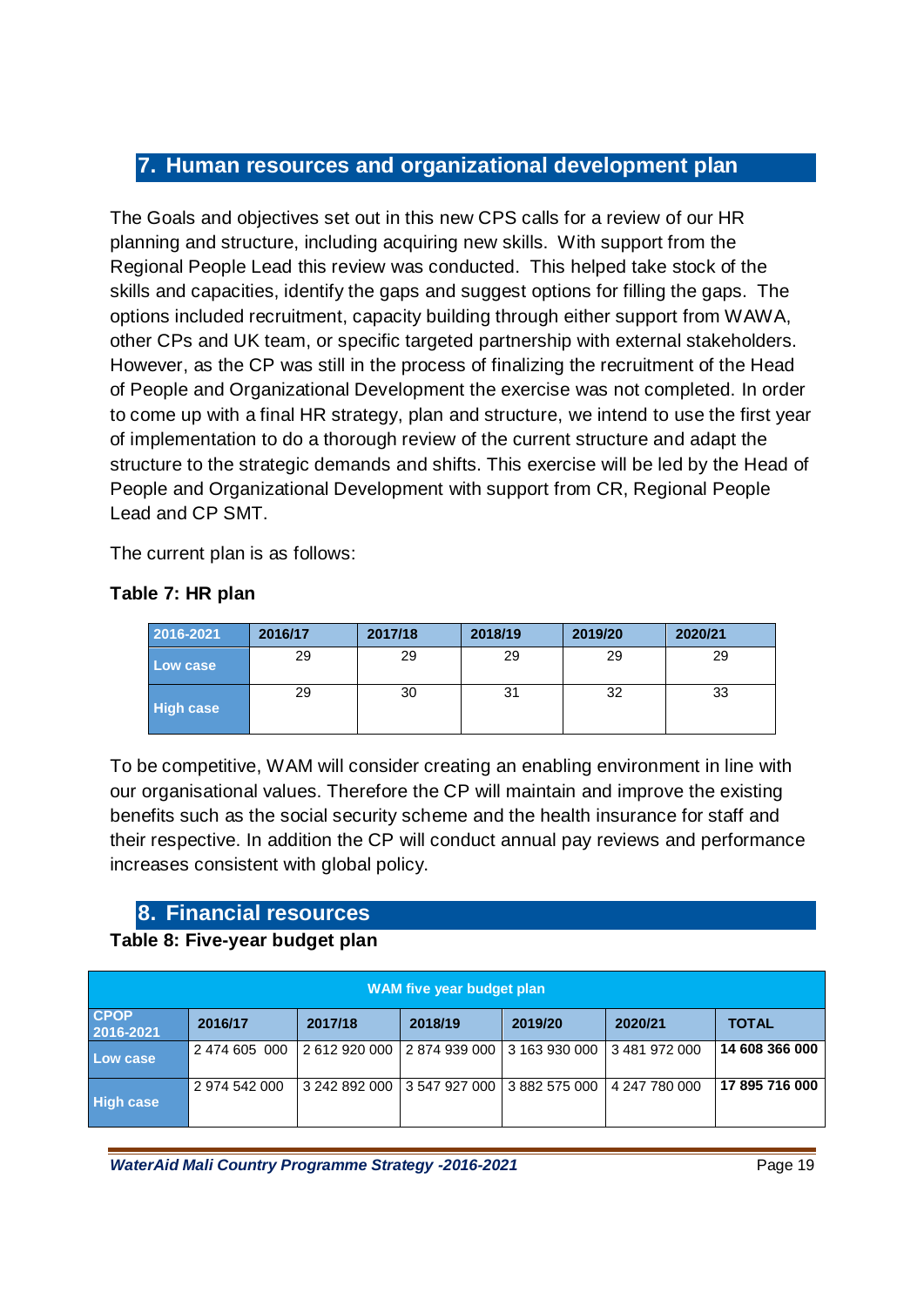## 7. Human resources and organizational development plan

The Goals and objectives set out in this new CPS calls for a review of our HR planning and structure, including acquiring new skills. With support from the Regional People Lead this review was conducted. This helped take stock of the skills and capacities, identify the gaps and suggest options for filling the gaps. The options included recruitment, capacity building through either support from WAWA, other CPs and UK team, or specific targeted partnership with external stakeholders. However, as the CP was still in the process of finalizing the recruitment of the Head of People and Organizational Development the exercise was not completed. In order to come up with a final HR strategy, plan and structure, we intend to use the first year of implementation to do a thorough review of the current structure and adapt the structure to the strategic demands and shifts. This exercise will be led by the Head of People and Organizational Development with support from CR, Regional People Lead and CP SMT.

The current plan is as follows:

**Table 7: HR plan**

| 2016-2021 | 2016/17 | 2017/18 | 2018/19 | 2019/20 | 2020/21 |
|---|---|---|---|---|---|
| Low case | 29 | 29 | 29 | 29 | 29 |
| High case | 29 | 30 | 31 | 32 | 33 |

To be competitive, WAM will consider creating an enabling environment in line with our organisational values. Therefore the CP will maintain and improve the existing benefits such as the social security scheme and the health insurance for staff and their respective. In addition the CP will conduct annual pay reviews and performance increases consistent with global policy.

## 8. Financial resources

**Table 8: Five-year budget plan**

| WAM five year budget plan | | | | | | |
|---|---|---|---|---|---|---|
| CPOP 2016-2021 | 2016/17 | 2017/18 | 2018/19 | 2019/20 | 2020/21 | TOTAL |
| Low case | 2 474 605 000 | 2 612 920 000 | 2 874 939 000 | 3 163 930 000 | 3 481 972 000 | **14 608 366 000** |
| High case | 2 974 542 000 | 3 242 892 000 | 3 547 927 000 | 3 882 575 000 | 4 247 780 000 | **17 895 716 000** |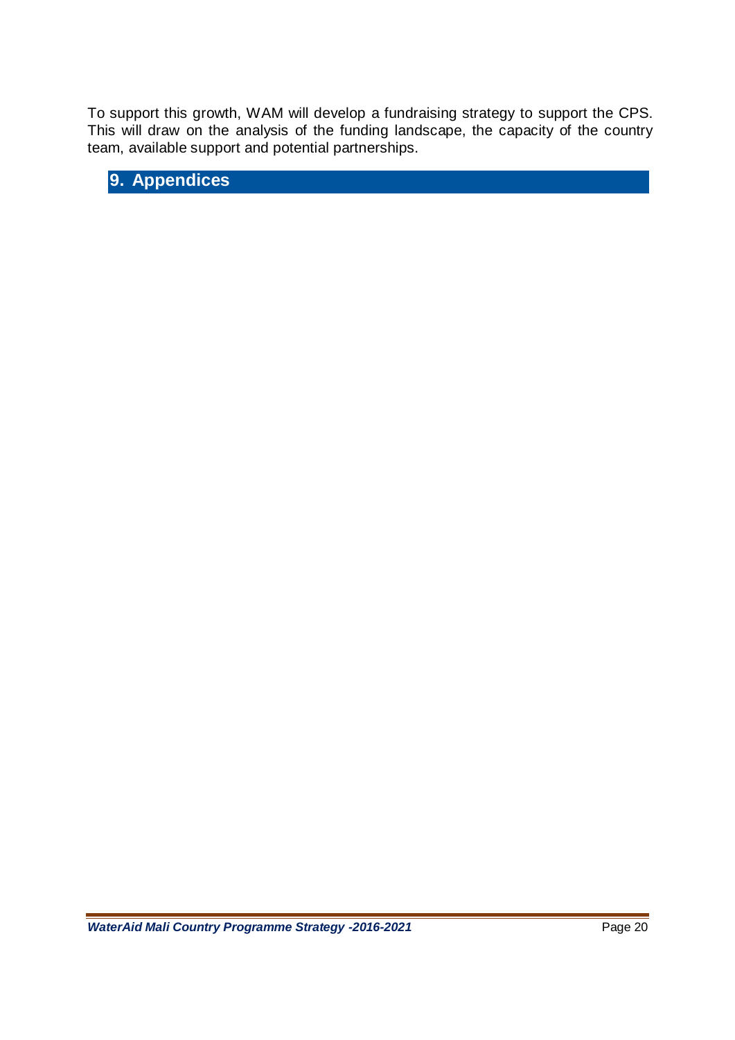To support this growth, WAM will develop a fundraising strategy to support the CPS. This will draw on the analysis of the funding landscape, the capacity of the country team, available support and potential partnerships.

# 9. Appendices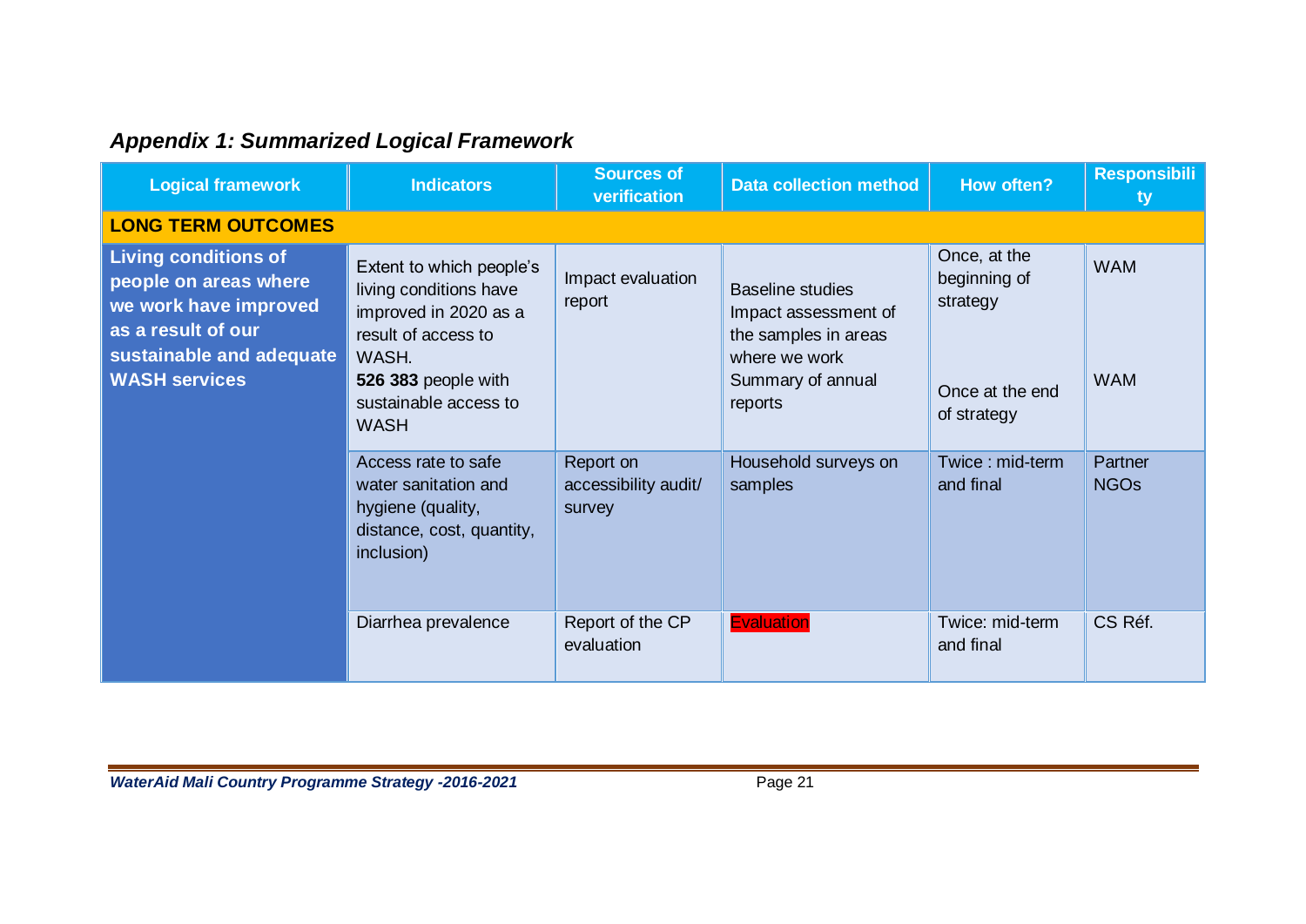## *Appendix 1: Summarized Logical Framework*

| Logical framework | Indicators | Sources of verification | Data collection method | How often? | Responsibility |
|---|---|---|---|---|---|
| **LONG TERM OUTCOMES** | | | | | |
| **Living conditions of people on areas where we work have improved as a result of our sustainable and adequate WASH services** | Extent to which people's living conditions have improved in 2020 as a result of access to WASH.<br>**526 383** people with sustainable access to WASH | Impact evaluation report | Baseline studies<br>Impact assessment of the samples in areas where we work<br>Summary of annual reports | Once, at the beginning of strategy<br><br>Once at the end of strategy | WAM<br><br>WAM |
| | Access rate to safe water sanitation and hygiene (quality, distance, cost, quantity, inclusion) | Report on accessibility audit/ survey | Household surveys on samples | Twice : mid-term and final | Partner NGOs |
| | Diarrhea prevalence | Report of the CP evaluation | Evaluation | Twice: mid-term and final | CS Réf. |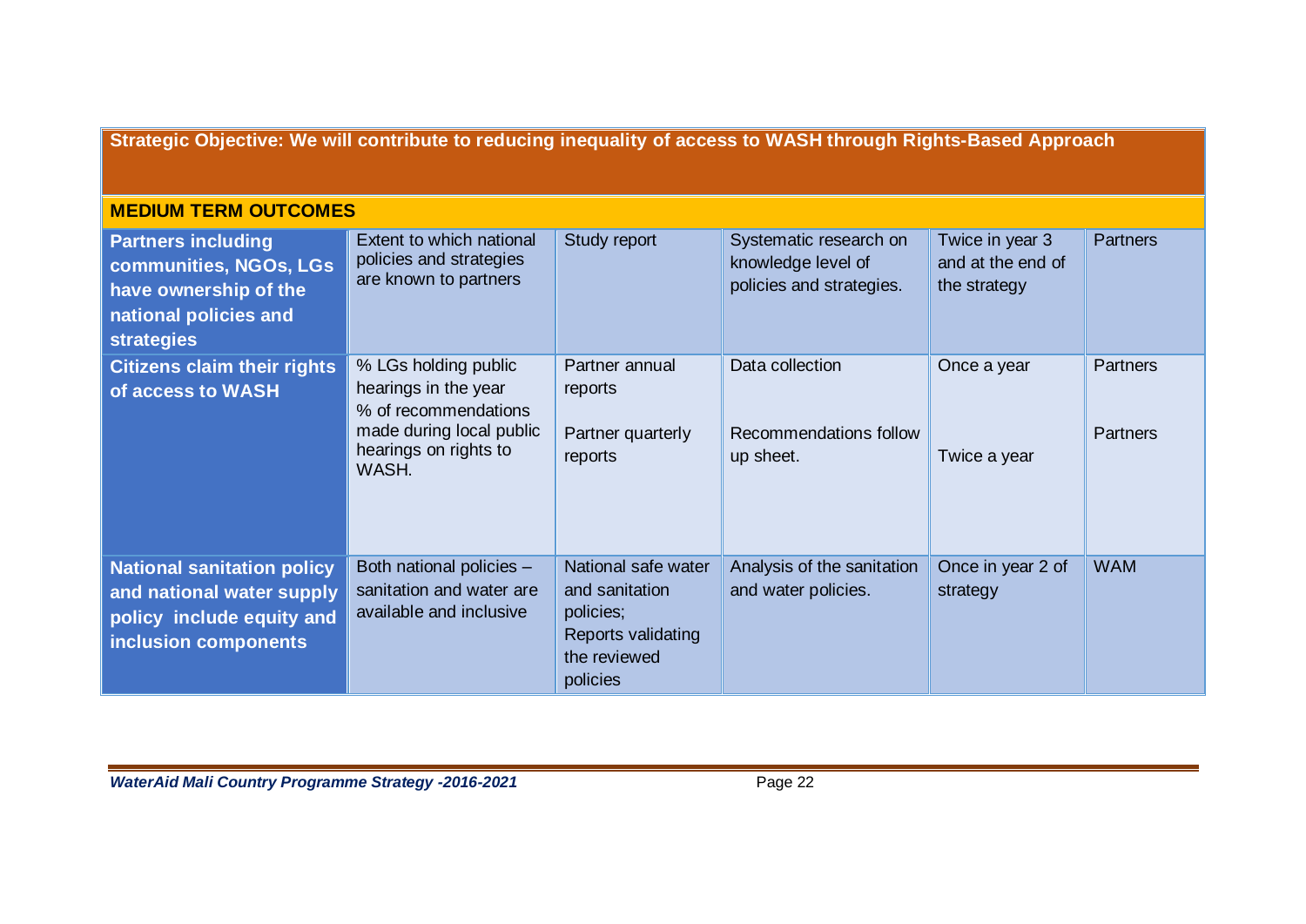| Strategic Objective: We will contribute to reducing inequality of access to WASH through Rights-Based Approach | | | | | |
|---|---|---|---|---|---|
| **MEDIUM TERM OUTCOMES** | | | | | |
| **Partners including communities, NGOs, LGs have ownership of the national policies and strategies** | Extent to which national policies and strategies are known to partners | Study report | Systematic research on knowledge level of policies and strategies. | Twice in year 3 and at the end of the strategy | Partners |
| **Citizens claim their rights of access to WASH** | % LGs holding public hearings in the year<br>% of recommendations made during local public hearings on rights to WASH. | Partner annual reports<br>Partner quarterly reports | Data collection<br>Recommendations follow up sheet. | Once a year<br>Twice a year | Partners<br>Partners |
| **National sanitation policy and national water supply policy include equity and inclusion components** | Both national policies – sanitation and water are available and inclusive | National safe water and sanitation policies;<br>Reports validating the reviewed policies | Analysis of the sanitation and water policies. | Once in year 2 of strategy | WAM |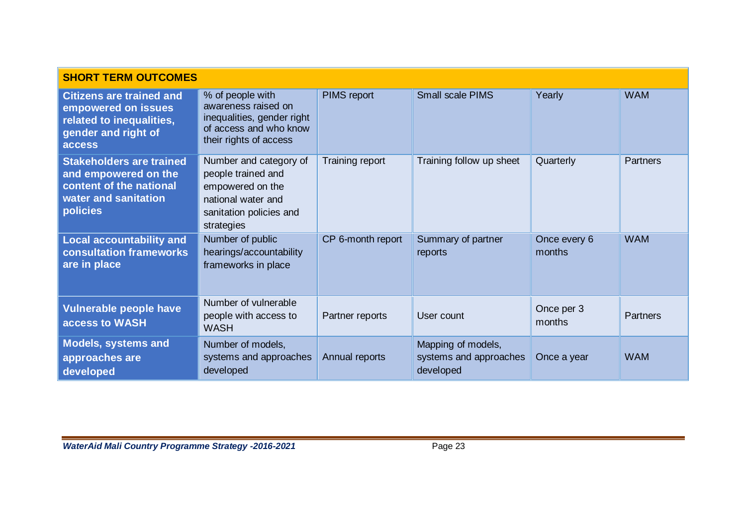| SHORT TERM OUTCOMES | | | | | |
|---|---|---|---|---|---|
| **Citizens are trained and empowered on issues related to inequalities, gender and right of access** | % of people with awareness raised on inequalities, gender right of access and who know their rights of access | PIMS report | Small scale PIMS | Yearly | WAM |
| **Stakeholders are trained and empowered on the content of the national water and sanitation policies** | Number and category of people trained and empowered on the national water and sanitation policies and strategies | Training report | Training follow up sheet | Quarterly | Partners |
| **Local accountability and consultation frameworks are in place** | Number of public hearings/accountability frameworks in place | CP 6-month report | Summary of partner reports | Once every 6 months | WAM |
| **Vulnerable people have access to WASH** | Number of vulnerable people with access to WASH | Partner reports | User count | Once per 3 months | Partners |
| **Models, systems and approaches are developed** | Number of models, systems and approaches developed | Annual reports | Mapping of models, systems and approaches developed | Once a year | WAM |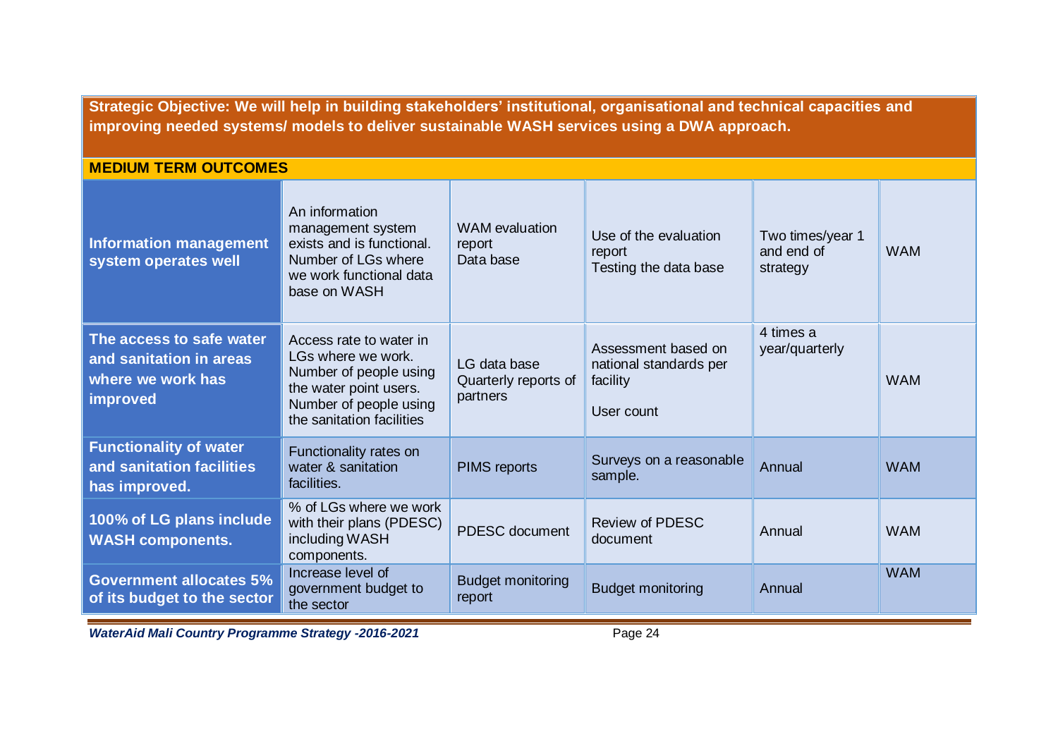| **Strategic Objective: We will help in building stakeholders' institutional, organisational and technical capacities and improving needed systems/ models to deliver sustainable WASH services using a DWA approach.** | | | | | |
|---|---|---|---|---|---|
| **MEDIUM TERM OUTCOMES** | | | | | |
| **Information management system operates well** | An information management system exists and is functional. Number of LGs where we work functional data base on WASH | WAM evaluation report<br>Data base | Use of the evaluation report<br>Testing the data base | Two times/year 1 and end of strategy | WAM |
| **The access to safe water and sanitation in areas where we work has improved** | Access rate to water in LGs where we work. Number of people using the water point users. Number of people using the sanitation facilities | LG data base<br>Quarterly reports of partners | Assessment based on national standards per facility<br><br>User count | 4 times a year/quarterly | WAM |
| **Functionality of water and sanitation facilities has improved.** | Functionality rates on water & sanitation facilities. | PIMS reports | Surveys on a reasonable sample. | Annual | WAM |
| **100% of LG plans include WASH components.** | % of LGs where we work with their plans (PDESC) including WASH components. | PDESC document | Review of PDESC document | Annual | WAM |
| **Government allocates 5% of its budget to the sector** | Increase level of government budget to the sector | Budget monitoring report | Budget monitoring | Annual | WAM |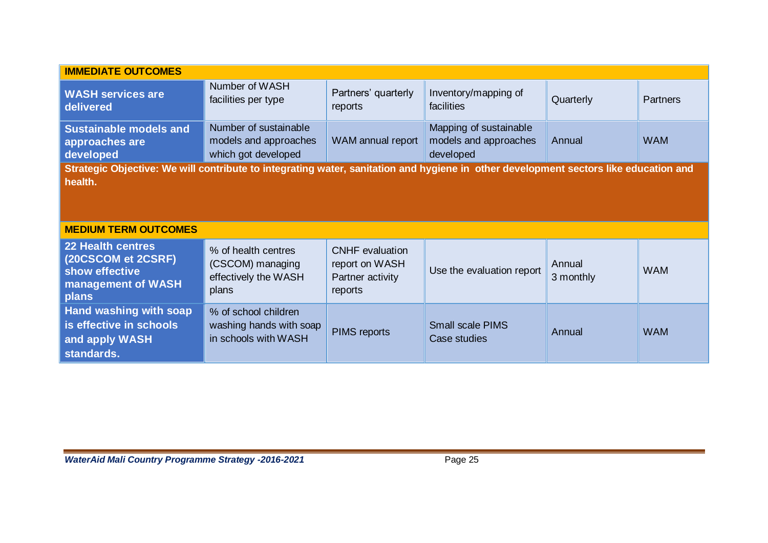| IMMEDIATE OUTCOMES | | | | | |
|---|---|---|---|---|---|
| **WASH services are delivered** | Number of WASH facilities per type | Partners' quarterly reports | Inventory/mapping of facilities | Quarterly | Partners |
| **Sustainable models and approaches are developed** | Number of sustainable models and approaches which got developed | WAM annual report | Mapping of sustainable models and approaches developed | Annual | WAM |
| **Strategic Objective: We will contribute to integrating water, sanitation and hygiene in other development sectors like education and health.** | | | | | |
| **MEDIUM TERM OUTCOMES** | | | | | |
| **22 Health centres (20CSCOM et 2CSRF) show effective management of WASH plans** | % of health centres (CSCOM) managing effectively the WASH plans | CNHF evaluation report on WASH Partner activity reports | Use the evaluation report | Annual 3 monthly | WAM |
| **Hand washing with soap is effective in schools and apply WASH standards.** | % of school children washing hands with soap in schools with WASH | PIMS reports | Small scale PIMS Case studies | Annual | WAM |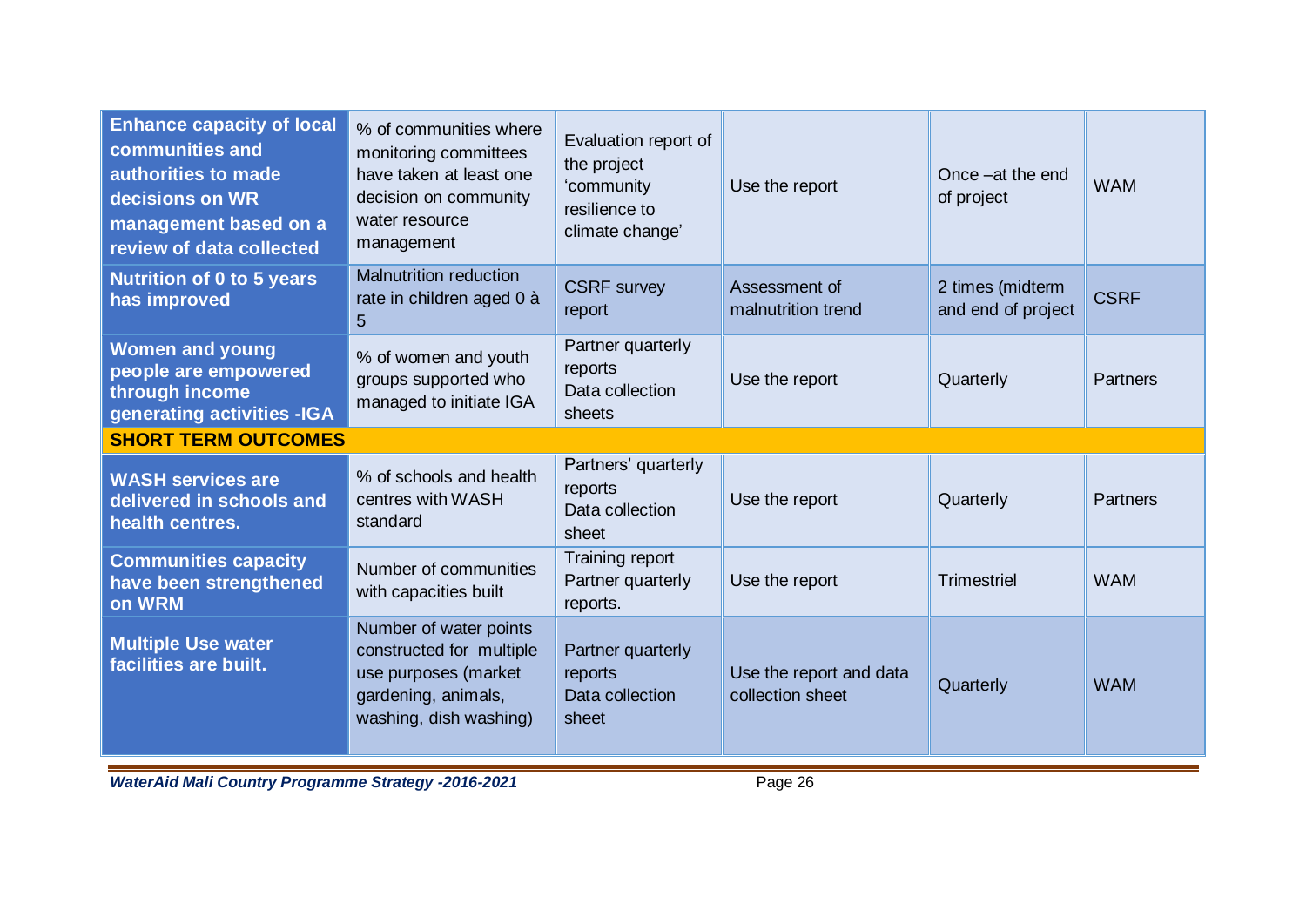| | | | | | |
|---|---|---|---|---|---|
| **Enhance capacity of local communities and authorities to made decisions on WR management based on a review of data collected** | % of communities where monitoring committees have taken at least one decision on community water resource management | Evaluation report of the project 'community resilience to climate change' | Use the report | Once –at the end of project | WAM |
| **Nutrition of 0 to 5 years has improved** | Malnutrition reduction rate in children aged 0 à 5 | CSRF survey report | Assessment of malnutrition trend | 2 times (midterm and end of project | CSRF |
| **Women and young people are empowered through income generating activities -IGA** | % of women and youth groups supported who managed to initiate IGA | Partner quarterly reports Data collection sheets | Use the report | Quarterly | Partners |
| **SHORT TERM OUTCOMES** | | | | | |
| **WASH services are delivered in schools and health centres.** | % of schools and health centres with WASH standard | Partners' quarterly reports Data collection sheet | Use the report | Quarterly | Partners |
| **Communities capacity have been strengthened on WRM** | Number of communities with capacities built | Training report Partner quarterly reports. | Use the report | Trimestriel | WAM |
| **Multiple Use water facilities are built.** | Number of water points constructed for multiple use purposes (market gardening, animals, washing, dish washing) | Partner quarterly reports Data collection sheet | Use the report and data collection sheet | Quarterly | WAM |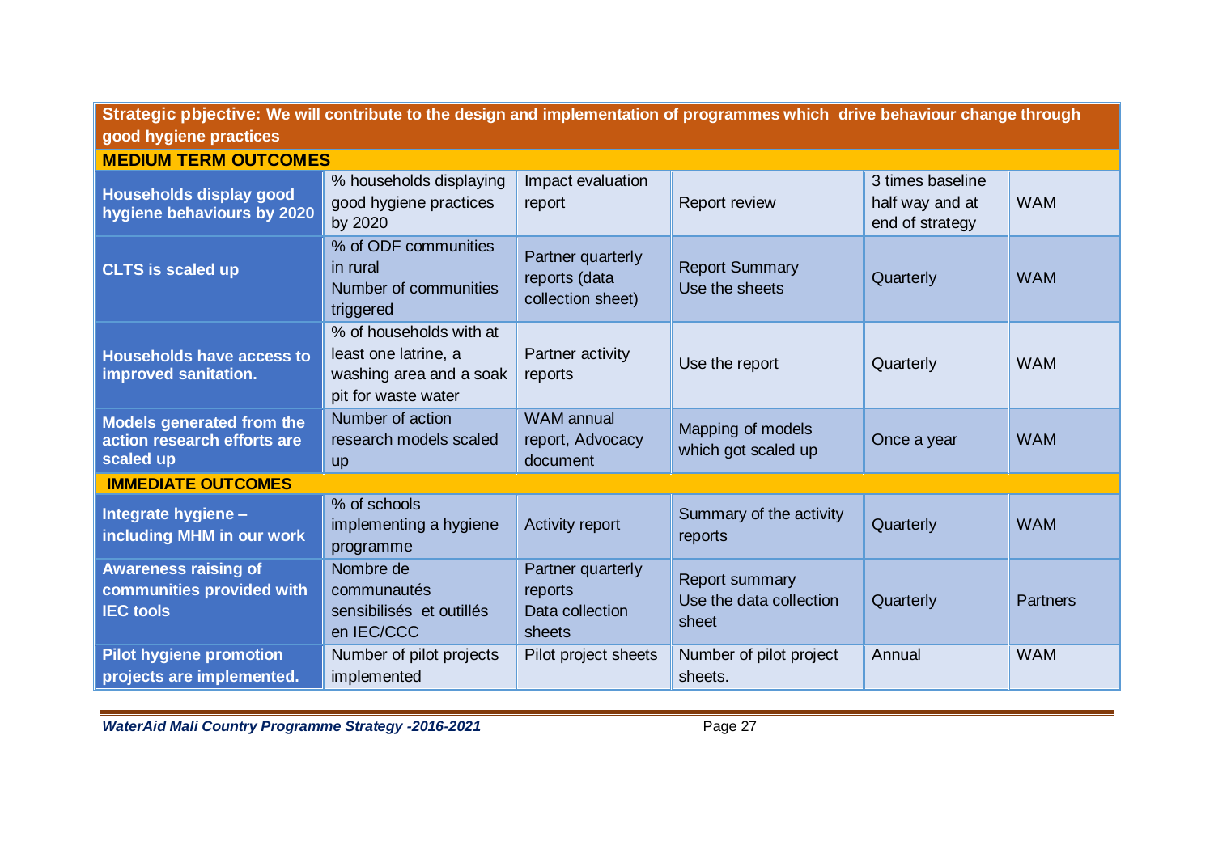| Strategic pbjective: We will contribute to the design and implementation of programmes which drive behaviour change through good hygiene practices | | | | | |
|---|---|---|---|---|---|
| **MEDIUM TERM OUTCOMES** | | | | | |
| **Households display good hygiene behaviours by 2020** | % households displaying good hygiene practices by 2020 | Impact evaluation report | Report review | 3 times baseline half way and at end of strategy | WAM |
| **CLTS is scaled up** | % of ODF communities in rural<br>Number of communities triggered | Partner quarterly reports (data collection sheet) | Report Summary<br>Use the sheets | Quarterly | WAM |
| **Households have access to improved sanitation.** | % of households with at least one latrine, a washing area and a soak pit for waste water | Partner activity reports | Use the report | Quarterly | WAM |
| **Models generated from the action research efforts are scaled up** | Number of action research models scaled up | WAM annual report, Advocacy document | Mapping of models which got scaled up | Once a year | WAM |
| **IMMEDIATE OUTCOMES** | | | | | |
| **Integrate hygiene – including MHM in our work** | % of schools implementing a hygiene programme | Activity report | Summary of the activity reports | Quarterly | WAM |
| **Awareness raising of communities provided with IEC tools** | Nombre de communautés sensibilisés et outillés en IEC/CCC | Partner quarterly reports<br>Data collection sheets | Report summary<br>Use the data collection sheet | Quarterly | Partners |
| **Pilot hygiene promotion projects are implemented.** | Number of pilot projects implemented | Pilot project sheets | Number of pilot project sheets. | Annual | WAM |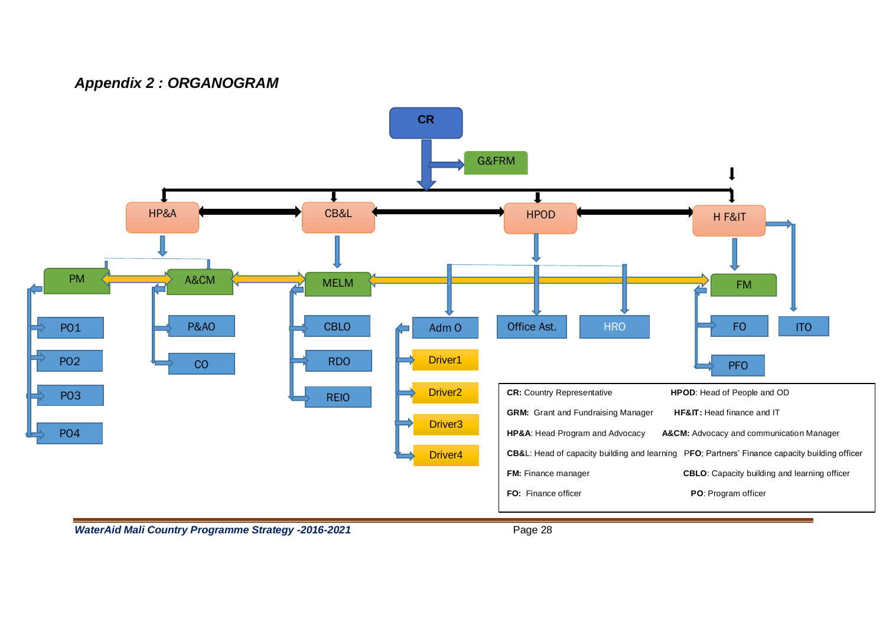## *Appendix 2 : ORGANOGRAM*

- **CR**
  - G&FRM
  - **HP&A**
    - PM
      - PO1
      - PO2
      - PO3
      - PO4
    - A&CM
      - P&AO
      - CO
  - **CB&L**
    - MELM
      - CBLO
      - RDO
      - REIO
  - **HPOD**
    - Adm O
      - Driver1
      - Driver2
      - Driver3
      - Driver4
    - Office Ast.
    - HRO
  - **H F&IT**
    - FM
      - FO
      - PFO
    - ITO

| | |
|---|---|
| **CR:** Country Representative | **HPOD**: Head of People and OD |
| **GRM:** Grant and Fundraising Manager | **HF&IT:** Head finance and IT |
| **HP&A**: Head Program and Advocacy | **A&CM:** Advocacy and communication Manager |
| **CB&L**: Head of capacity building and learning | **PFO**; Partners' Finance capacity building officer |
| **FM:** Finance manager | **CBLO**: Capacity building and learning officer |
| **FO:** Finance officer | **PO**: Program officer |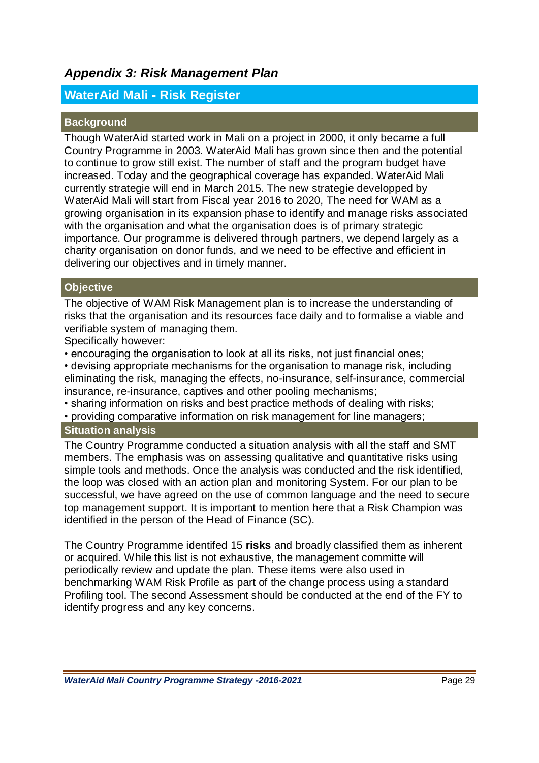## *Appendix 3: Risk Management Plan*

## WaterAid Mali - Risk Register

### Background

Though WaterAid started work in Mali on a project in 2000, it only became a full Country Programme in 2003. WaterAid Mali has grown since then and the potential to continue to grow still exist. The number of staff and the program budget have increased. Today and the geographical coverage has expanded. WaterAid Mali currently strategie will end in March 2015. The new strategie developped by WaterAid Mali will start from Fiscal year 2016 to 2020, The need for WAM as a growing organisation in its expansion phase to identify and manage risks associated with the organisation and what the organisation does is of primary strategic importance. Our programme is delivered through partners, we depend largely as a charity organisation on donor funds, and we need to be effective and efficient in delivering our objectives and in timely manner.

### Objective

The objective of WAM Risk Management plan is to increase the understanding of risks that the organisation and its resources face daily and to formalise a viable and verifiable system of managing them.

Specifically however:

- encouraging the organisation to look at all its risks, not just financial ones;
- devising appropriate mechanisms for the organisation to manage risk, including eliminating the risk, managing the effects, no-insurance, self-insurance, commercial insurance, re-insurance, captives and other pooling mechanisms;
- sharing information on risks and best practice methods of dealing with risks;
- providing comparative information on risk management for line managers;

### Situation analysis

The Country Programme conducted a situation analysis with all the staff and SMT members. The emphasis was on assessing qualitative and quantitative risks using simple tools and methods. Once the analysis was conducted and the risk identified, the loop was closed with an action plan and monitoring System. For our plan to be successful, we have agreed on the use of common language and the need to secure top management support. It is important to mention here that a Risk Champion was identified in the person of the Head of Finance (SC).

The Country Programme identifed 15 **risks** and broadly classified them as inherent or acquired. While this list is not exhaustive, the management committe will periodically review and update the plan. These items were also used in benchmarking WAM Risk Profile as part of the change process using a standard Profiling tool. The second Assessment should be conducted at the end of the FY to identify progress and any key concerns.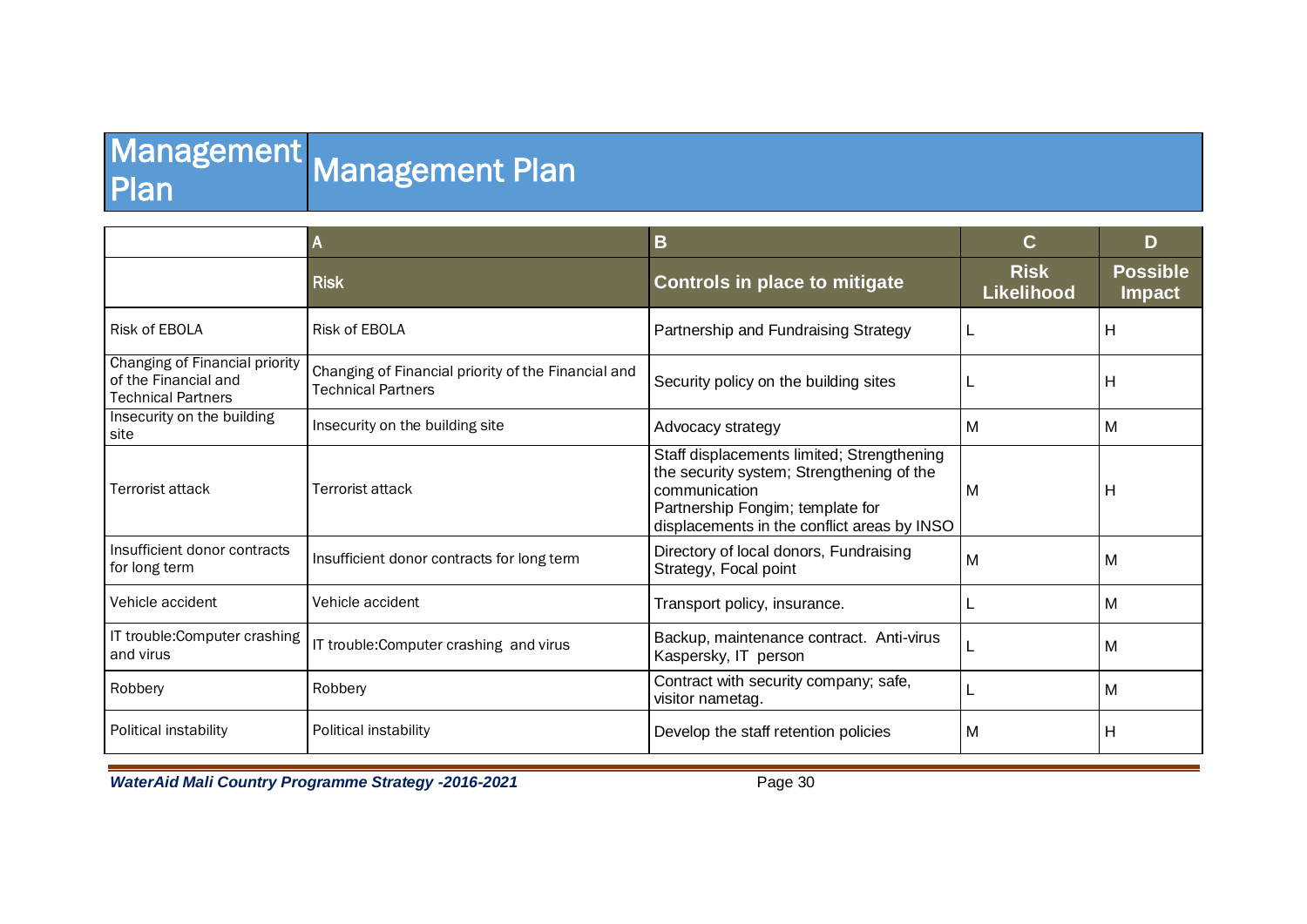# Management Plan

| | A | B | C | D |
|---|---|---|---|---|
| | **Risk** | **Controls in place to mitigate** | **Risk Likelihood** | **Possible Impact** |
| Risk of EBOLA | Risk of EBOLA | Partnership and Fundraising Strategy | L | H |
| Changing of Financial priority of the Financial and Technical Partners | Changing of Financial priority of the Financial and Technical Partners | Security policy on the building sites | L | H |
| Insecurity on the building site | Insecurity on the building site | Advocacy strategy | M | M |
| Terrorist attack | Terrorist attack | Staff displacements limited; Strengthening the security system; Strengthening of the communication<br>Partnership Fongim; template for displacements in the conflict areas by INSO | M | H |
| Insufficient donor contracts for long term | Insufficient donor contracts for long term | Directory of local donors, Fundraising Strategy, Focal point | M | M |
| Vehicle accident | Vehicle accident | Transport policy, insurance. | L | M |
| IT trouble:Computer crashing and virus | IT trouble:Computer crashing and virus | Backup, maintenance contract. Anti-virus Kaspersky, IT person | L | M |
| Robbery | Robbery | Contract with security company; safe, visitor nametag. | L | M |
| Political instability | Political instability | Develop the staff retention policies | M | H |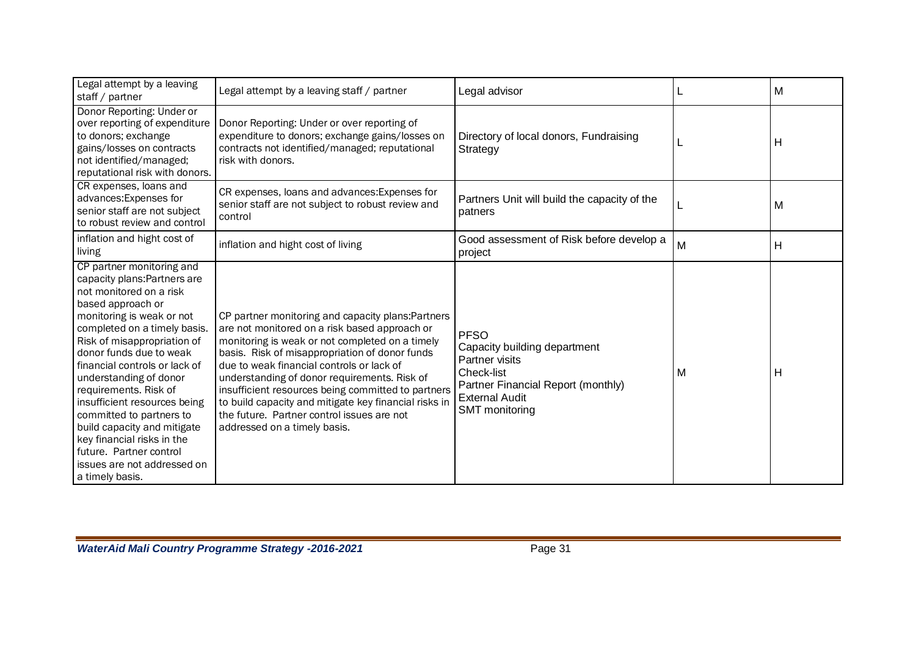| Legal attempt by a leaving staff / partner | Legal attempt by a leaving staff / partner | Legal advisor | L | M |
|---|---|---|---|---|
| Donor Reporting: Under or over reporting of expenditure to donors; exchange gains/losses on contracts not identified/managed; reputational risk with donors. | Donor Reporting: Under or over reporting of expenditure to donors; exchange gains/losses on contracts not identified/managed; reputational risk with donors. | Directory of local donors, Fundraising Strategy | L | H |
| CR expenses, loans and advances:Expenses for senior staff are not subject to robust review and control | CR expenses, loans and advances:Expenses for senior staff are not subject to robust review and control | Partners Unit will build the capacity of the patners | L | M |
| inflation and hight cost of living | inflation and hight cost of living | Good assessment of Risk before develop a project | M | H |
| CP partner monitoring and capacity plans:Partners are not monitored on a risk based approach or monitoring is weak or not completed on a timely basis. Risk of misappropriation of donor funds due to weak financial controls or lack of understanding of donor requirements. Risk of insufficient resources being committed to partners to build capacity and mitigate key financial risks in the future. Partner control issues are not addressed on a timely basis. | CP partner monitoring and capacity plans:Partners are not monitored on a risk based approach or monitoring is weak or not completed on a timely basis. Risk of misappropriation of donor funds due to weak financial controls or lack of understanding of donor requirements. Risk of insufficient resources being committed to partners to build capacity and mitigate key financial risks in the future. Partner control issues are not addressed on a timely basis. | PFSO<br>Capacity building department<br>Partner visits<br>Check-list<br>Partner Financial Report (monthly)<br>External Audit<br>SMT monitoring | M | H |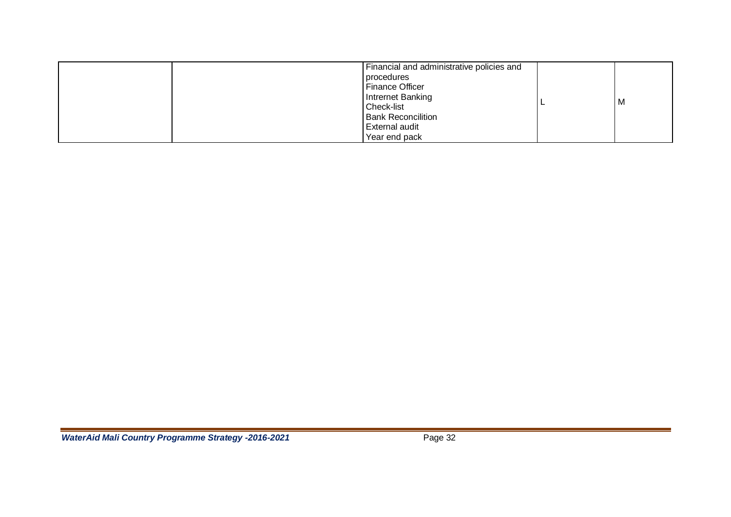| | | | | |
|---|---|---|---|---|
| | | Financial and administrative policies and procedures<br>Finance Officer<br>Intrernet Banking<br>Check-list<br>Bank Reconcilition<br>External audit<br>Year end pack | L | M |